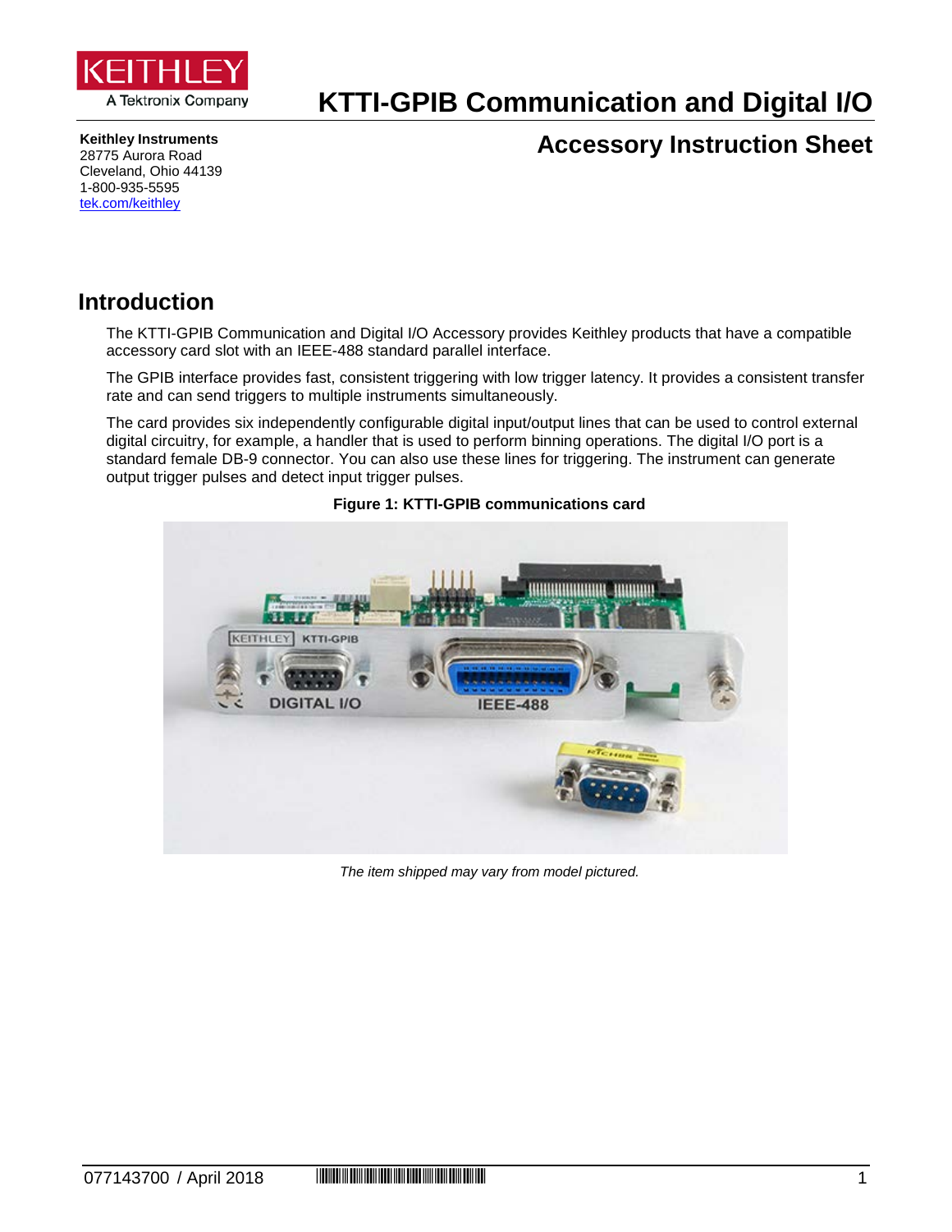# KTTI-GPIB Communication and Digital I/O

## Accessory Instruction Sheet

**Keithley Instruments**
28775 Aurora Road
Cleveland, Ohio 44139
1-800-935-5595
tek.com/keithley

## Introduction

The KTTI-GPIB Communication and Digital I/O Accessory provides Keithley products that have a compatible accessory card slot with an IEEE-488 standard parallel interface.

The GPIB interface provides fast, consistent triggering with low trigger latency. It provides a consistent transfer rate and can send triggers to multiple instruments simultaneously.

The card provides six independently configurable digital input/output lines that can be used to control external digital circuitry, for example, a handler that is used to perform binning operations. The digital I/O port is a standard female DB-9 connector. You can also use these lines for triggering. The instrument can generate output trigger pulses and detect input trigger pulses.

**Figure 1: KTTI-GPIB communications card**

*The item shipped may vary from model pictured.*

077143700 / April 2018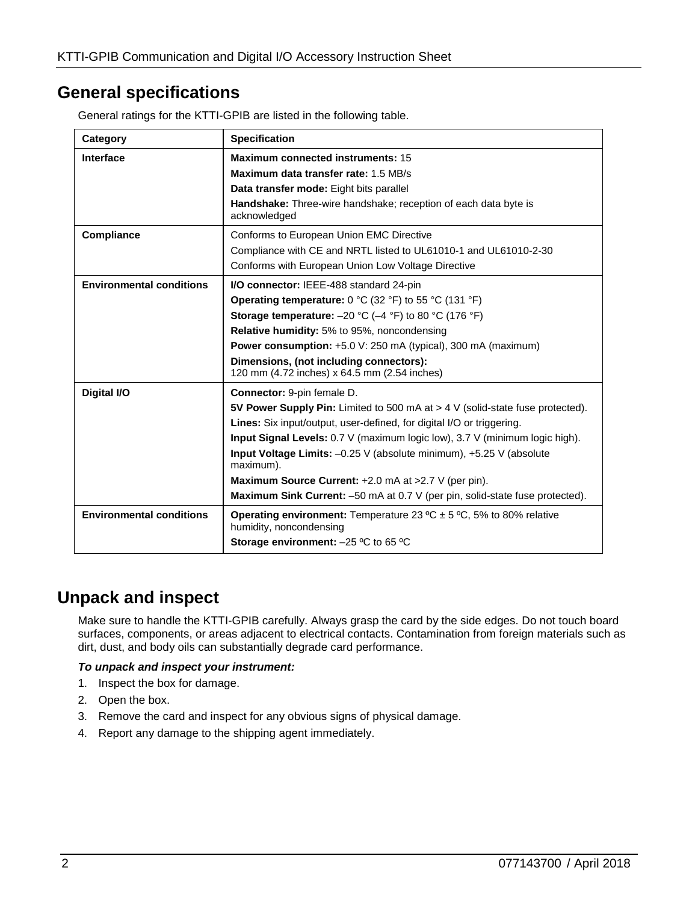## General specifications

General ratings for the KTTI-GPIB are listed in the following table.

| Category | Specification |
|---|---|
| **Interface** | **Maximum connected instruments:** 15<br>**Maximum data transfer rate:** 1.5 MB/s<br>**Data transfer mode:** Eight bits parallel<br>**Handshake:** Three-wire handshake; reception of each data byte is acknowledged |
| **Compliance** | Conforms to European Union EMC Directive<br>Compliance with CE and NRTL listed to UL61010-1 and UL61010-2-30<br>Conforms with European Union Low Voltage Directive |
| **Environmental conditions** | **I/O connector:** IEEE-488 standard 24-pin<br>**Operating temperature:** 0 °C (32 °F) to 55 °C (131 °F)<br>**Storage temperature:** –20 °C (–4 °F) to 80 °C (176 °F)<br>**Relative humidity:** 5% to 95%, noncondensing<br>**Power consumption:** +5.0 V: 250 mA (typical), 300 mA (maximum)<br>**Dimensions, (not including connectors):** 120 mm (4.72 inches) x 64.5 mm (2.54 inches) |
| **Digital I/O** | **Connector:** 9-pin female D.<br>**5V Power Supply Pin:** Limited to 500 mA at > 4 V (solid-state fuse protected).<br>**Lines:** Six input/output, user-defined, for digital I/O or triggering.<br>**Input Signal Levels:** 0.7 V (maximum logic low), 3.7 V (minimum logic high).<br>**Input Voltage Limits:** –0.25 V (absolute minimum), +5.25 V (absolute maximum).<br>**Maximum Source Current:** +2.0 mA at >2.7 V (per pin).<br>**Maximum Sink Current:** –50 mA at 0.7 V (per pin, solid-state fuse protected). |
| **Environmental conditions** | **Operating environment:** Temperature 23 ºC ± 5 ºC, 5% to 80% relative humidity, noncondensing<br>**Storage environment:** –25 ºC to 65 ºC |

## Unpack and inspect

Make sure to handle the KTTI-GPIB carefully. Always grasp the card by the side edges. Do not touch board surfaces, components, or areas adjacent to electrical contacts. Contamination from foreign materials such as dirt, dust, and body oils can substantially degrade card performance.

***To unpack and inspect your instrument:***

1. Inspect the box for damage.
2. Open the box.
3. Remove the card and inspect for any obvious signs of physical damage.
4. Report any damage to the shipping agent immediately.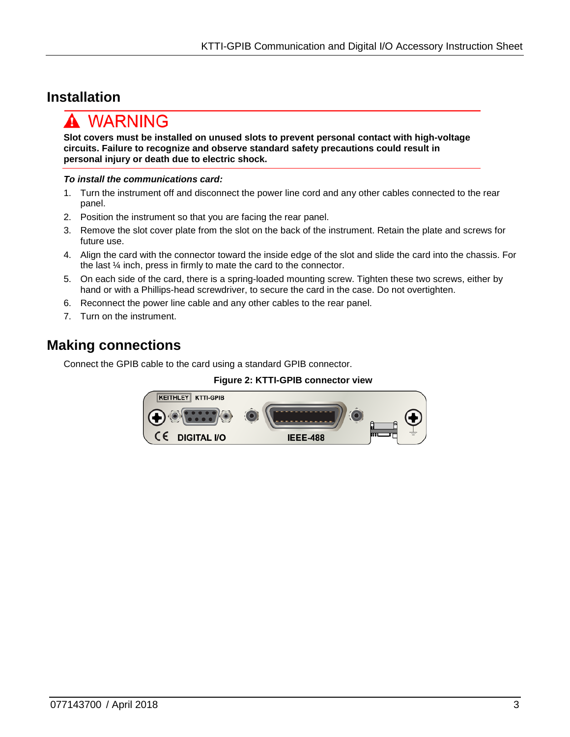## Installation

**⚠ WARNING**

**Slot covers must be installed on unused slots to prevent personal contact with high-voltage circuits. Failure to recognize and observe standard safety precautions could result in personal injury or death due to electric shock.**

***To install the communications card:***

1. Turn the instrument off and disconnect the power line cord and any other cables connected to the rear panel.
2. Position the instrument so that you are facing the rear panel.
3. Remove the slot cover plate from the slot on the back of the instrument. Retain the plate and screws for future use.
4. Align the card with the connector toward the inside edge of the slot and slide the card into the chassis. For the last ¼ inch, press in firmly to mate the card to the connector.
5. On each side of the card, there is a spring-loaded mounting screw. Tighten these two screws, either by hand or with a Phillips-head screwdriver, to secure the card in the case. Do not overtighten.
6. Reconnect the power line cable and any other cables to the rear panel.
7. Turn on the instrument.

## Making connections

Connect the GPIB cable to the card using a standard GPIB connector.

**Figure 2: KTTI-GPIB connector view**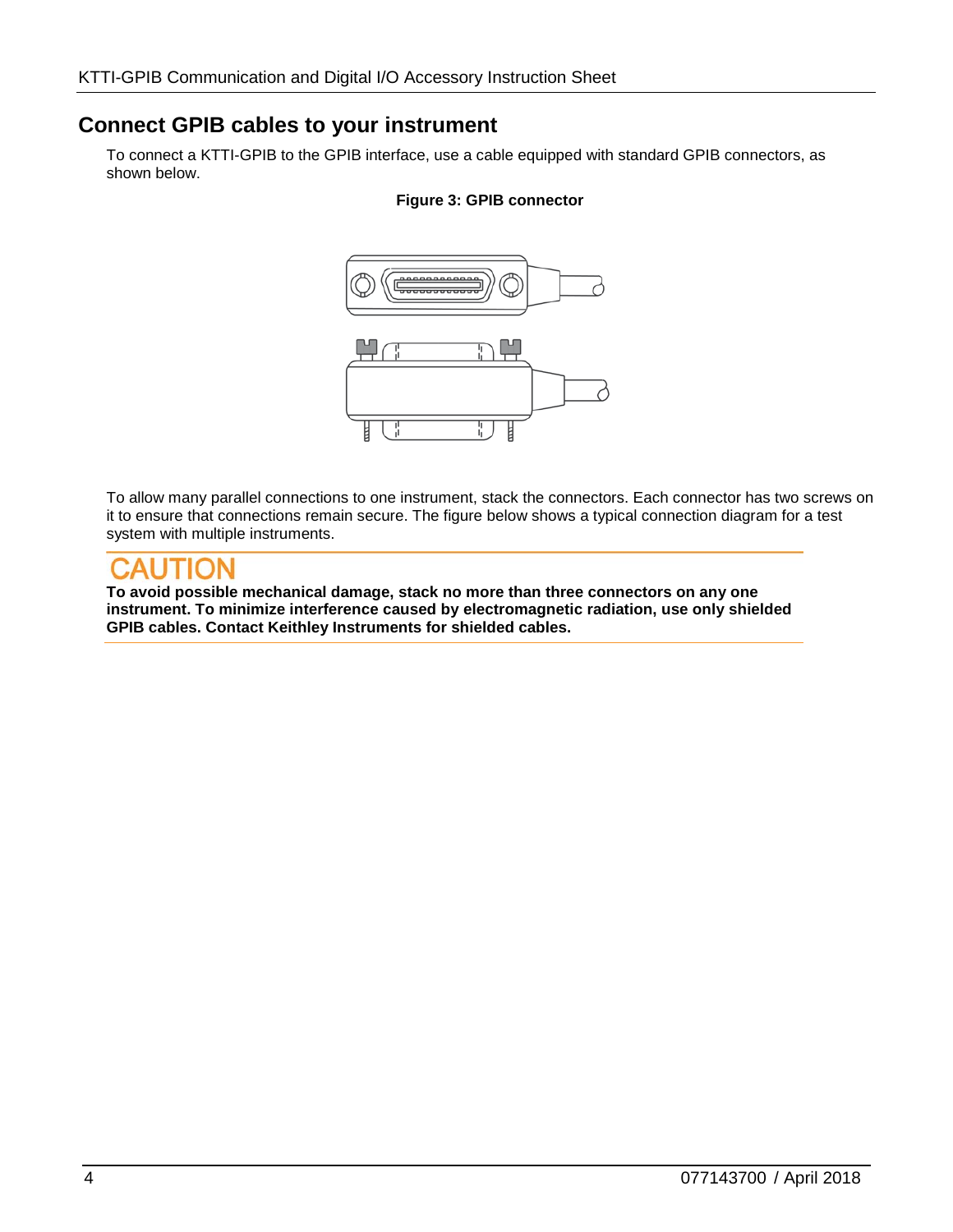## Connect GPIB cables to your instrument

To connect a KTTI-GPIB to the GPIB interface, use a cable equipped with standard GPIB connectors, as shown below.

**Figure 3: GPIB connector**

To allow many parallel connections to one instrument, stack the connectors. Each connector has two screws on it to ensure that connections remain secure. The figure below shows a typical connection diagram for a test system with multiple instruments.

### CAUTION

**To avoid possible mechanical damage, stack no more than three connectors on any one instrument. To minimize interference caused by electromagnetic radiation, use only shielded GPIB cables. Contact Keithley Instruments for shielded cables.**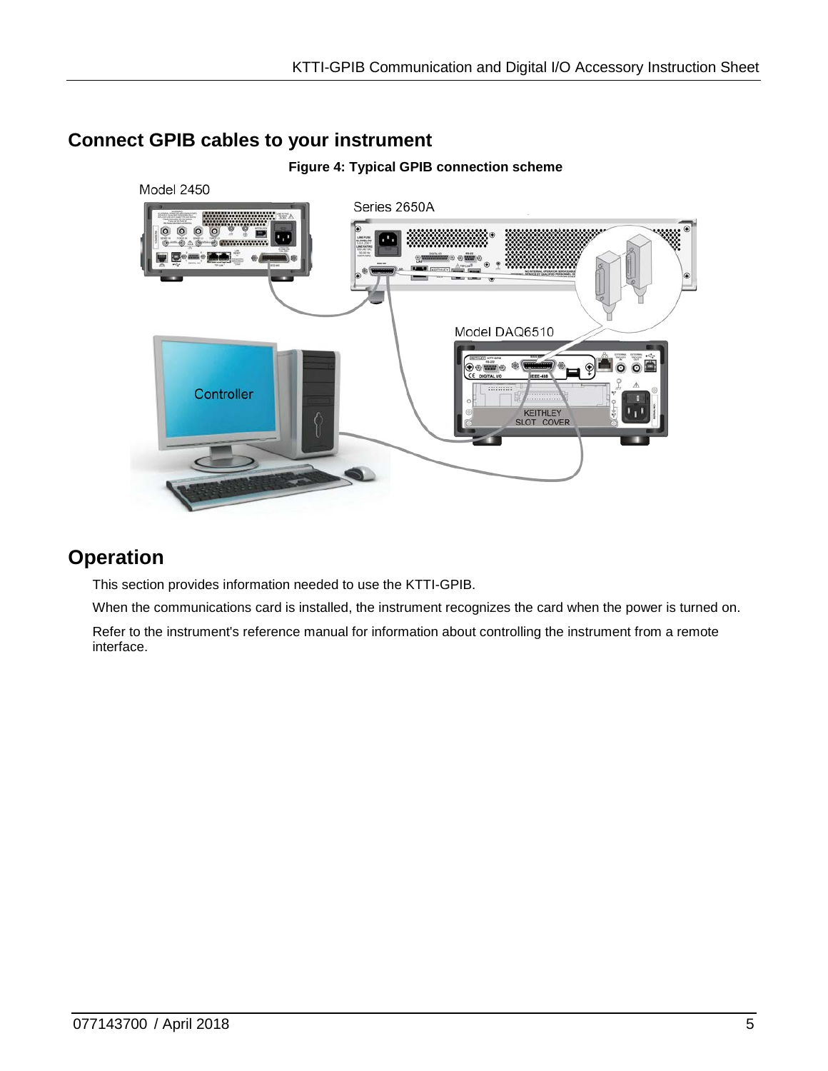## Connect GPIB cables to your instrument

**Figure 4: Typical GPIB connection scheme**

## Operation

This section provides information needed to use the KTTI-GPIB.

When the communications card is installed, the instrument recognizes the card when the power is turned on.

Refer to the instrument's reference manual for information about controlling the instrument from a remote interface.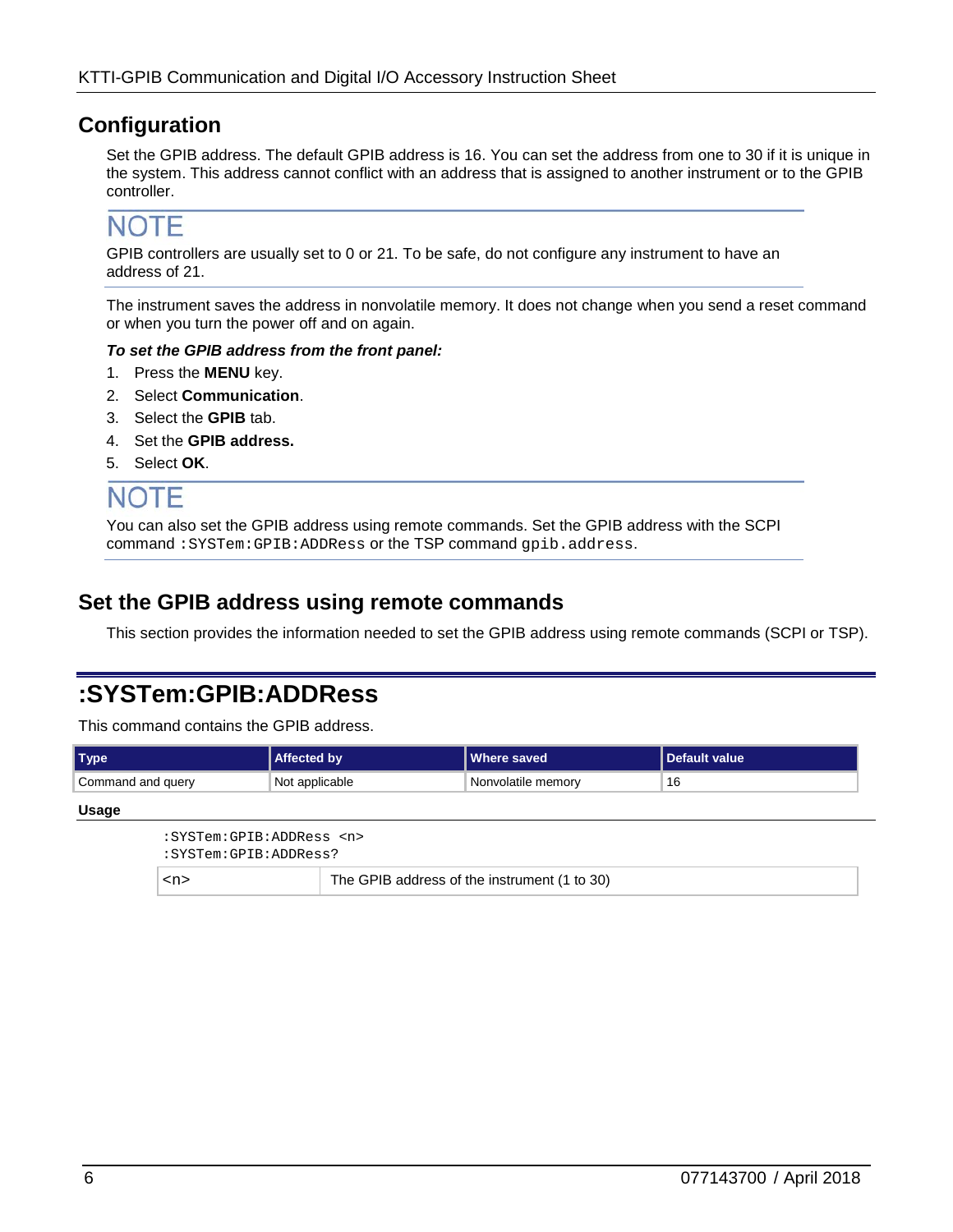## Configuration

Set the GPIB address. The default GPIB address is 16. You can set the address from one to 30 if it is unique in the system. This address cannot conflict with an address that is assigned to another instrument or to the GPIB controller.

### NOTE

GPIB controllers are usually set to 0 or 21. To be safe, do not configure any instrument to have an address of 21.

The instrument saves the address in nonvolatile memory. It does not change when you send a reset command or when you turn the power off and on again.

***To set the GPIB address from the front panel:***

1. Press the **MENU** key.
2. Select **Communication**.
3. Select the **GPIB** tab.
4. Set the **GPIB address.**
5. Select **OK**.

### NOTE

You can also set the GPIB address using remote commands. Set the GPIB address with the SCPI command `:SYSTem:GPIB:ADDRess` or the TSP command `gpib.address`.

## Set the GPIB address using remote commands

This section provides the information needed to set the GPIB address using remote commands (SCPI or TSP).

# :SYSTem:GPIB:ADDRess

This command contains the GPIB address.

| Type | Affected by | Where saved | Default value |
| --- | --- | --- | --- |
| Command and query | Not applicable | Nonvolatile memory | 16 |

**Usage**

```
:SYSTem:GPIB:ADDRess <n>
:SYSTem:GPIB:ADDRess?
```

| | |
| --- | --- |
| `<n>` | The GPIB address of the instrument (1 to 30) |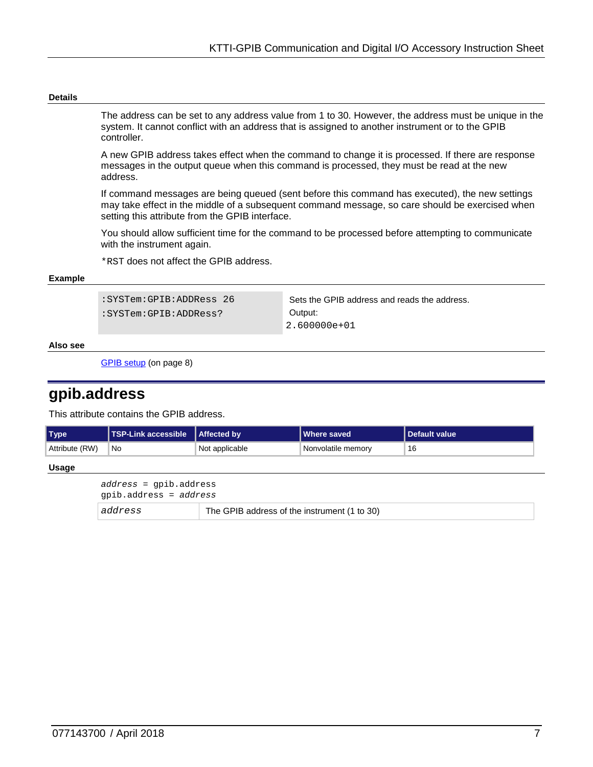#### Details

The address can be set to any address value from 1 to 30. However, the address must be unique in the system. It cannot conflict with an address that is assigned to another instrument or to the GPIB controller.

A new GPIB address takes effect when the command to change it is processed. If there are response messages in the output queue when this command is processed, they must be read at the new address.

If command messages are being queued (sent before this command has executed), the new settings may take effect in the middle of a subsequent command message, so care should be exercised when setting this attribute from the GPIB interface.

You should allow sufficient time for the command to be processed before attempting to communicate with the instrument again.

`*RST` does not affect the GPIB address.

#### Example

| Command | Description |
| --- | --- |
| `:SYSTem:GPIB:ADDRess 26`<br>`:SYSTem:GPIB:ADDRess?` | Sets the GPIB address and reads the address.<br>Output:<br>`2.600000e+01` |

#### Also see

GPIB setup (on page 8)

## gpib.address

This attribute contains the GPIB address.

| Type | TSP-Link accessible | Affected by | Where saved | Default value |
| --- | --- | --- | --- | --- |
| Attribute (RW) | No | Not applicable | Nonvolatile memory | 16 |

#### Usage

```
address = gpib.address
gpib.address = address
```

| | |
| --- | --- |
| *address* | The GPIB address of the instrument (1 to 30) |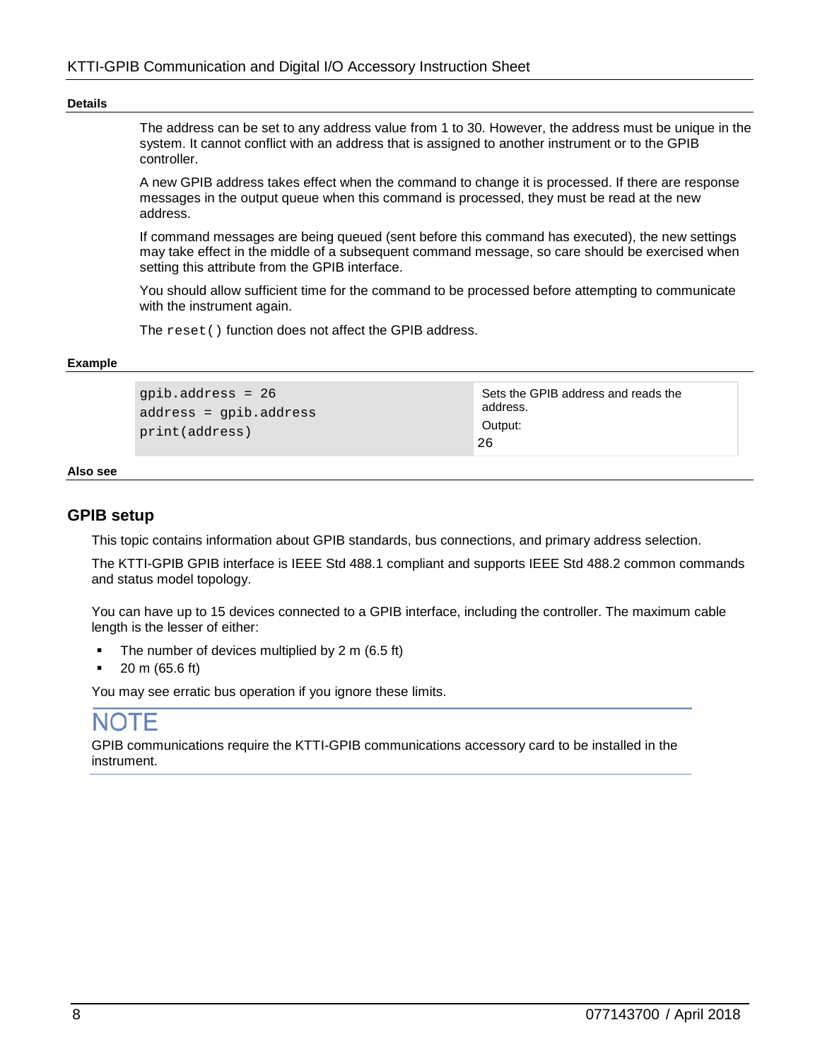#### Details

The address can be set to any address value from 1 to 30. However, the address must be unique in the system. It cannot conflict with an address that is assigned to another instrument or to the GPIB controller.

A new GPIB address takes effect when the command to change it is processed. If there are response messages in the output queue when this command is processed, they must be read at the new address.

If command messages are being queued (sent before this command has executed), the new settings may take effect in the middle of a subsequent command message, so care should be exercised when setting this attribute from the GPIB interface.

You should allow sufficient time for the command to be processed before attempting to communicate with the instrument again.

The `reset()` function does not affect the GPIB address.

#### Example

| Code | Description |
|---|---|
| `gpib.address = 26`<br>`address = gpib.address`<br>`print(address)` | Sets the GPIB address and reads the address.<br>Output:<br>26 |

#### Also see

## GPIB setup

This topic contains information about GPIB standards, bus connections, and primary address selection.

The KTTI-GPIB GPIB interface is IEEE Std 488.1 compliant and supports IEEE Std 488.2 common commands and status model topology.

You can have up to 15 devices connected to a GPIB interface, including the controller. The maximum cable length is the lesser of either:

- The number of devices multiplied by 2 m (6.5 ft)
- 20 m (65.6 ft)

You may see erratic bus operation if you ignore these limits.

**NOTE**

GPIB communications require the KTTI-GPIB communications accessory card to be installed in the instrument.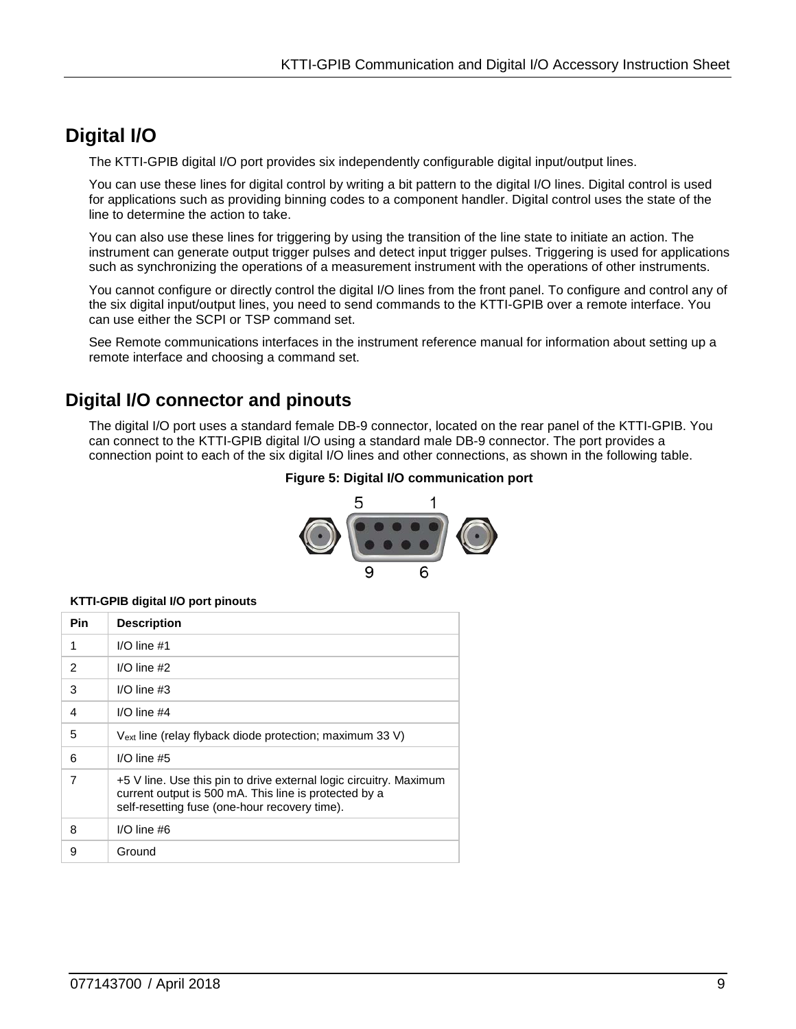# Digital I/O

The KTTI-GPIB digital I/O port provides six independently configurable digital input/output lines.

You can use these lines for digital control by writing a bit pattern to the digital I/O lines. Digital control is used for applications such as providing binning codes to a component handler. Digital control uses the state of the line to determine the action to take.

You can also use these lines for triggering by using the transition of the line state to initiate an action. The instrument can generate output trigger pulses and detect input trigger pulses. Triggering is used for applications such as synchronizing the operations of a measurement instrument with the operations of other instruments.

You cannot configure or directly control the digital I/O lines from the front panel. To configure and control any of the six digital input/output lines, you need to send commands to the KTTI-GPIB over a remote interface. You can use either the SCPI or TSP command set.

See Remote communications interfaces in the instrument reference manual for information about setting up a remote interface and choosing a command set.

# Digital I/O connector and pinouts

The digital I/O port uses a standard female DB-9 connector, located on the rear panel of the KTTI-GPIB. You can connect to the KTTI-GPIB digital I/O using a standard male DB-9 connector. The port provides a connection point to each of the six digital I/O lines and other connections, as shown in the following table.

**Figure 5: Digital I/O communication port**

**KTTI-GPIB digital I/O port pinouts**

| Pin | Description |
|---|---|
| 1 | I/O line #1 |
| 2 | I/O line #2 |
| 3 | I/O line #3 |
| 4 | I/O line #4 |
| 5 | $V_{ext}$ line (relay flyback diode protection; maximum 33 V) |
| 6 | I/O line #5 |
| 7 | +5 V line. Use this pin to drive external logic circuitry. Maximum current output is 500 mA. This line is protected by a self-resetting fuse (one-hour recovery time). |
| 8 | I/O line #6 |
| 9 | Ground |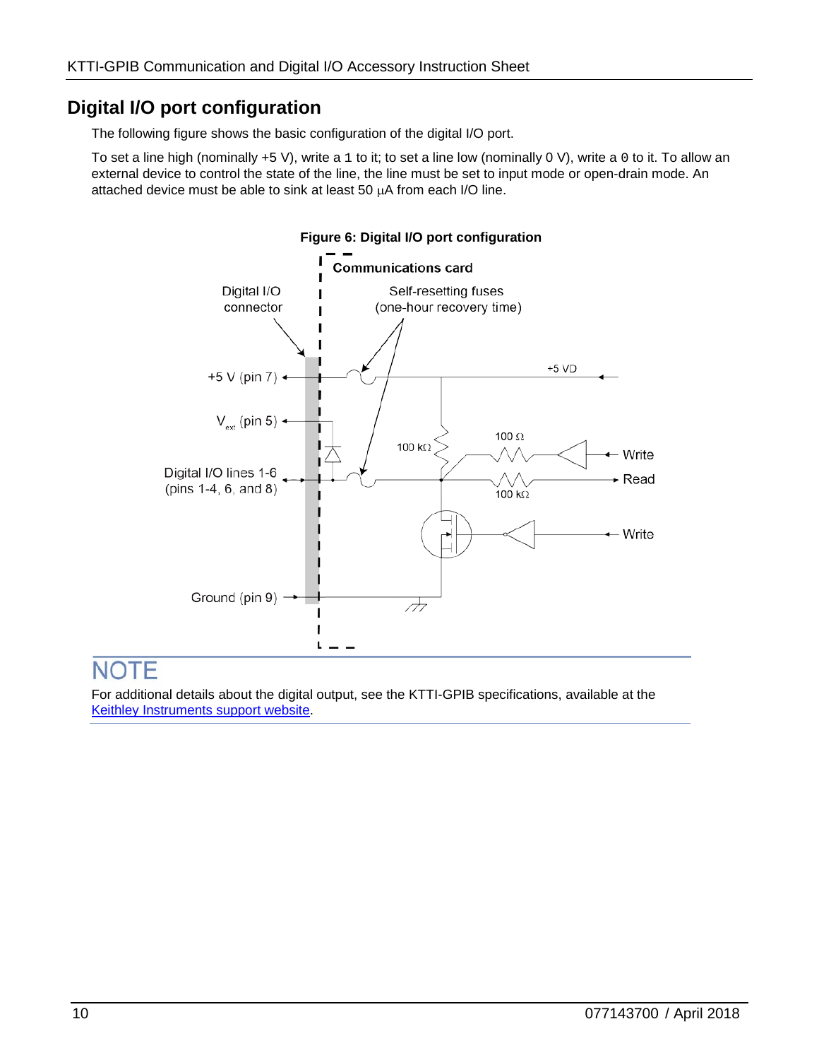## Digital I/O port configuration

The following figure shows the basic configuration of the digital I/O port.

To set a line high (nominally +5 V), write a `1` to it; to set a line low (nominally 0 V), write a `0` to it. To allow an external device to control the state of the line, the line must be set to input mode or open-drain mode. An attached device must be able to sink at least 50 µA from each I/O line.

**Figure 6: Digital I/O port configuration**

## NOTE

For additional details about the digital output, see the KTTI-GPIB specifications, available at the [Keithley Instruments support website](Keithley Instruments support website).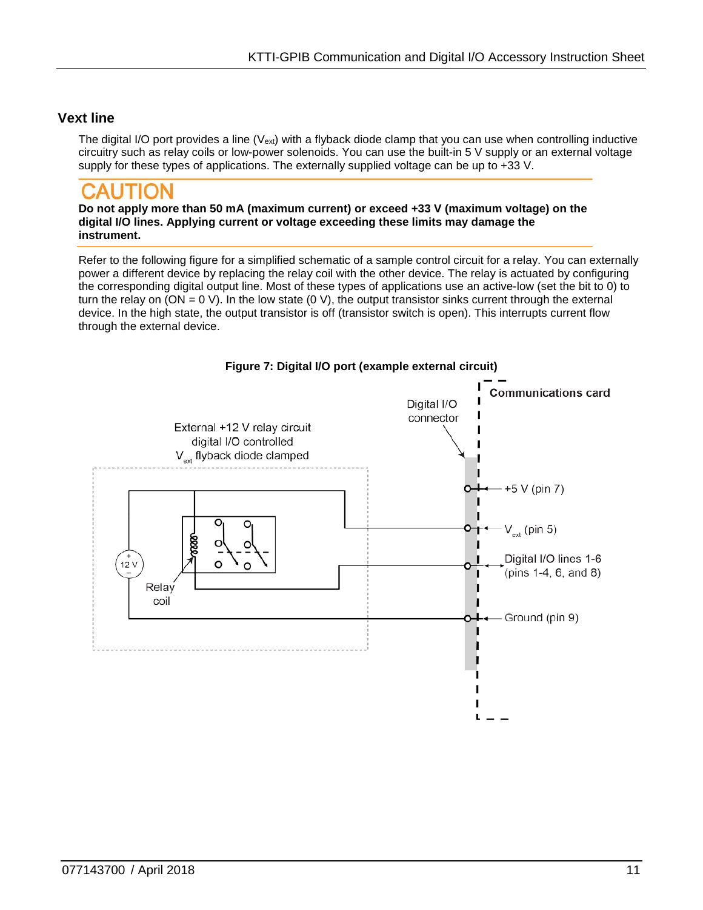## Vext line

The digital I/O port provides a line ($V_{ext}$) with a flyback diode clamp that you can use when controlling inductive circuitry such as relay coils or low-power solenoids. You can use the built-in 5 V supply or an external voltage supply for these types of applications. The externally supplied voltage can be up to +33 V.

### CAUTION

**Do not apply more than 50 mA (maximum current) or exceed +33 V (maximum voltage) on the digital I/O lines. Applying current or voltage exceeding these limits may damage the instrument.**

Refer to the following figure for a simplified schematic of a sample control circuit for a relay. You can externally power a different device by replacing the relay coil with the other device. The relay is actuated by configuring the corresponding digital output line. Most of these types of applications use an active-low (set the bit to 0) to turn the relay on (ON = 0 V). In the low state (0 V), the output transistor sinks current through the external device. In the high state, the output transistor is off (transistor switch is open). This interrupts current flow through the external device.

**Figure 7: Digital I/O port (example external circuit)**

External +12 V relay circuit digital I/O controlled $V_{ext}$ flyback diode clamped

Digital I/O connector

Communications card

+5 V (pin 7)

$V_{ext}$ (pin 5)

Digital I/O lines 1-6 (pins 1-4, 6, and 8)

Ground (pin 9)

Relay coil

12 V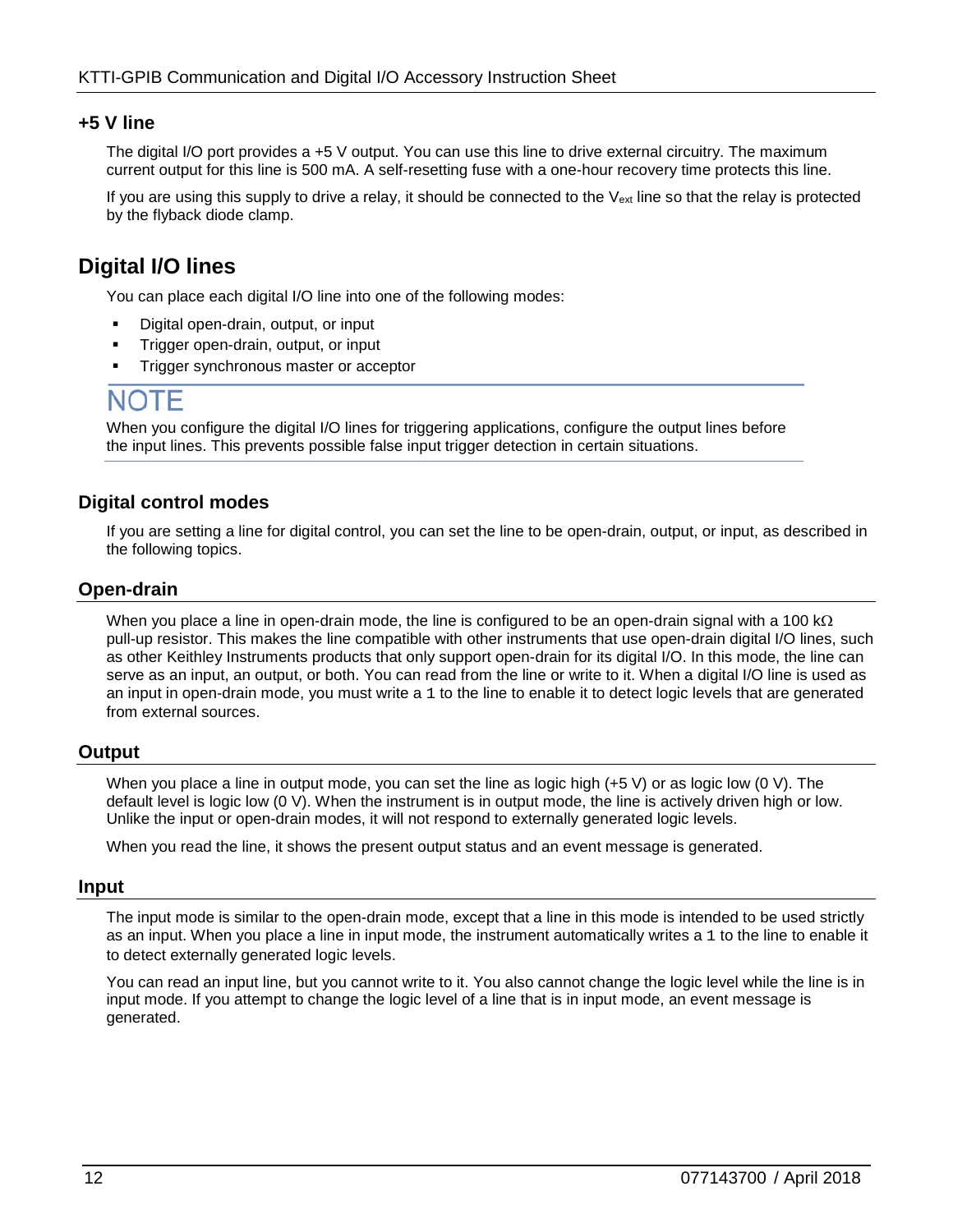### +5 V line

The digital I/O port provides a +5 V output. You can use this line to drive external circuitry. The maximum current output for this line is 500 mA. A self-resetting fuse with a one-hour recovery time protects this line.

If you are using this supply to drive a relay, it should be connected to the $V_{ext}$ line so that the relay is protected by the flyback diode clamp.

## Digital I/O lines

You can place each digital I/O line into one of the following modes:

- Digital open-drain, output, or input
- Trigger open-drain, output, or input
- Trigger synchronous master or acceptor

**NOTE**

When you configure the digital I/O lines for triggering applications, configure the output lines before the input lines. This prevents possible false input trigger detection in certain situations.

### Digital control modes

If you are setting a line for digital control, you can set the line to be open-drain, output, or input, as described in the following topics.

#### Open-drain

When you place a line in open-drain mode, the line is configured to be an open-drain signal with a 100 kΩ pull-up resistor. This makes the line compatible with other instruments that use open-drain digital I/O lines, such as other Keithley Instruments products that only support open-drain for its digital I/O. In this mode, the line can serve as an input, an output, or both. You can read from the line or write to it. When a digital I/O line is used as an input in open-drain mode, you must write a 1 to the line to enable it to detect logic levels that are generated from external sources.

#### Output

When you place a line in output mode, you can set the line as logic high (+5 V) or as logic low (0 V). The default level is logic low (0 V). When the instrument is in output mode, the line is actively driven high or low. Unlike the input or open-drain modes, it will not respond to externally generated logic levels.

When you read the line, it shows the present output status and an event message is generated.

#### Input

The input mode is similar to the open-drain mode, except that a line in this mode is intended to be used strictly as an input. When you place a line in input mode, the instrument automatically writes a 1 to the line to enable it to detect externally generated logic levels.

You can read an input line, but you cannot write to it. You also cannot change the logic level while the line is in input mode. If you attempt to change the logic level of a line that is in input mode, an event message is generated.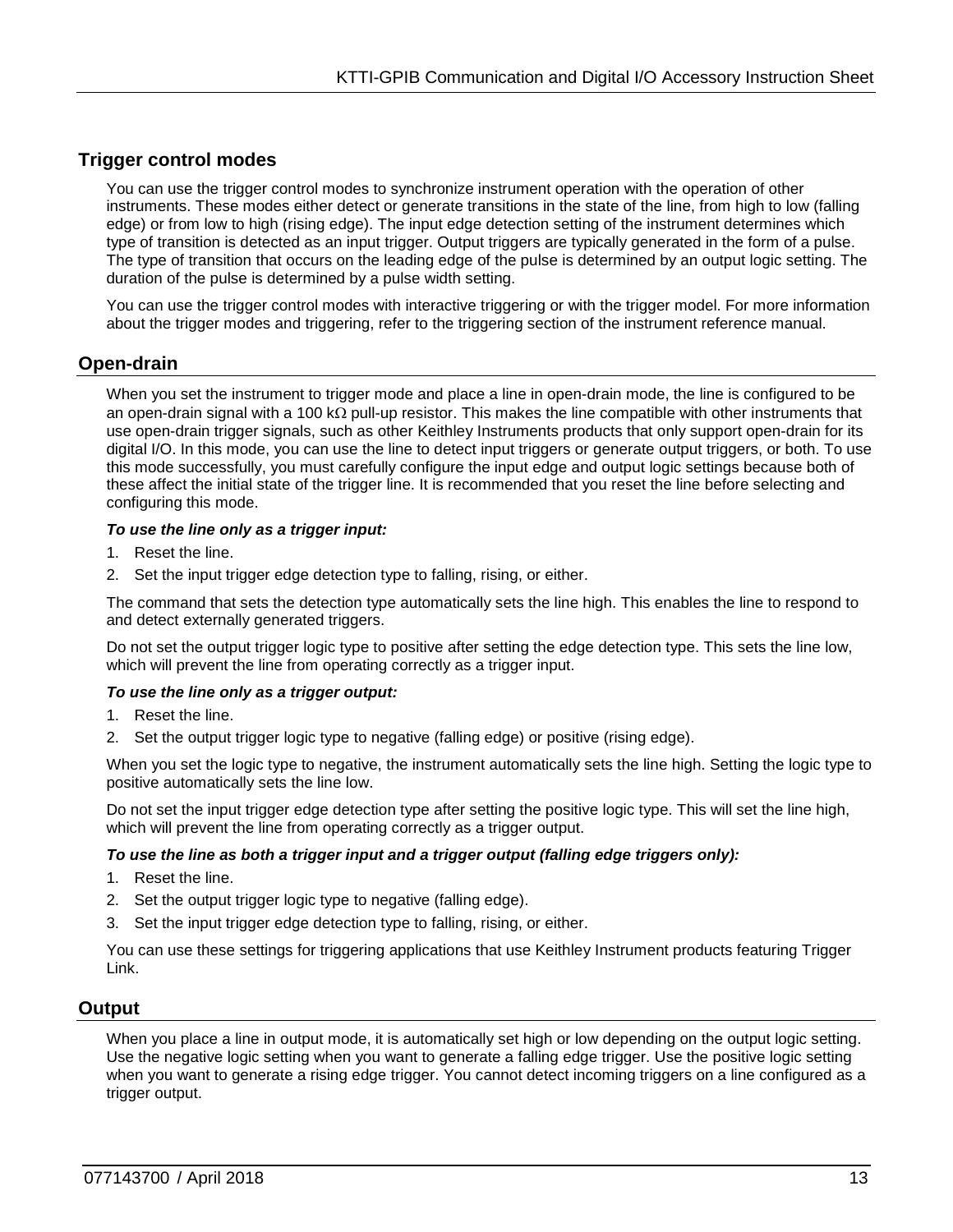## Trigger control modes

You can use the trigger control modes to synchronize instrument operation with the operation of other instruments. These modes either detect or generate transitions in the state of the line, from high to low (falling edge) or from low to high (rising edge). The input edge detection setting of the instrument determines which type of transition is detected as an input trigger. Output triggers are typically generated in the form of a pulse. The type of transition that occurs on the leading edge of the pulse is determined by an output logic setting. The duration of the pulse is determined by a pulse width setting.

You can use the trigger control modes with interactive triggering or with the trigger model. For more information about the trigger modes and triggering, refer to the triggering section of the instrument reference manual.

### Open-drain

When you set the instrument to trigger mode and place a line in open-drain mode, the line is configured to be an open-drain signal with a 100 kΩ pull-up resistor. This makes the line compatible with other instruments that use open-drain trigger signals, such as other Keithley Instruments products that only support open-drain for its digital I/O. In this mode, you can use the line to detect input triggers or generate output triggers, or both. To use this mode successfully, you must carefully configure the input edge and output logic settings because both of these affect the initial state of the trigger line. It is recommended that you reset the line before selecting and configuring this mode.

***To use the line only as a trigger input:***

1. Reset the line.
2. Set the input trigger edge detection type to falling, rising, or either.

The command that sets the detection type automatically sets the line high. This enables the line to respond to and detect externally generated triggers.

Do not set the output trigger logic type to positive after setting the edge detection type. This sets the line low, which will prevent the line from operating correctly as a trigger input.

***To use the line only as a trigger output:***

1. Reset the line.
2. Set the output trigger logic type to negative (falling edge) or positive (rising edge).

When you set the logic type to negative, the instrument automatically sets the line high. Setting the logic type to positive automatically sets the line low.

Do not set the input trigger edge detection type after setting the positive logic type. This will set the line high, which will prevent the line from operating correctly as a trigger output.

***To use the line as both a trigger input and a trigger output (falling edge triggers only):***

1. Reset the line.
2. Set the output trigger logic type to negative (falling edge).
3. Set the input trigger edge detection type to falling, rising, or either.

You can use these settings for triggering applications that use Keithley Instrument products featuring Trigger Link.

### Output

When you place a line in output mode, it is automatically set high or low depending on the output logic setting. Use the negative logic setting when you want to generate a falling edge trigger. Use the positive logic setting when you want to generate a rising edge trigger. You cannot detect incoming triggers on a line configured as a trigger output.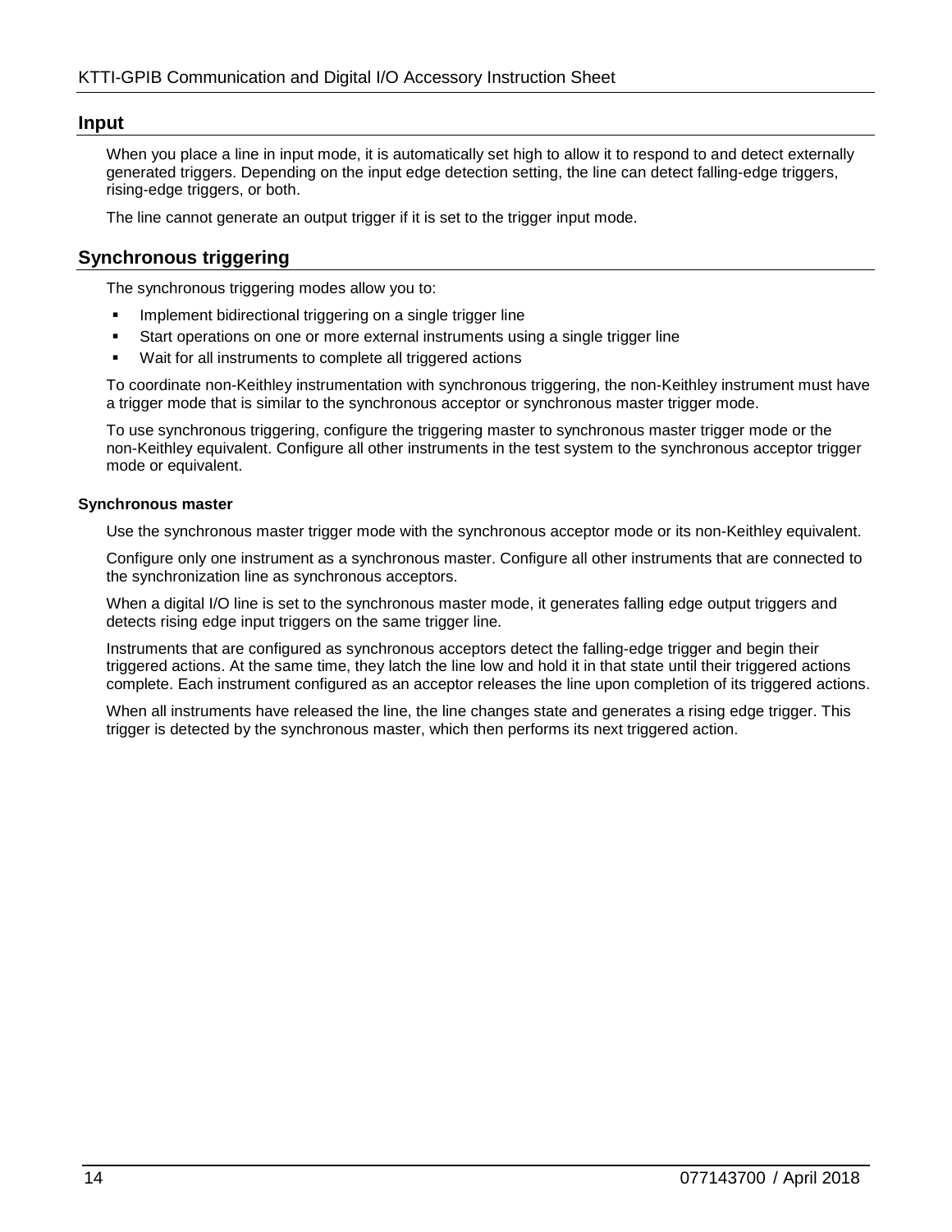## Input

When you place a line in input mode, it is automatically set high to allow it to respond to and detect externally generated triggers. Depending on the input edge detection setting, the line can detect falling-edge triggers, rising-edge triggers, or both.

The line cannot generate an output trigger if it is set to the trigger input mode.

## Synchronous triggering

The synchronous triggering modes allow you to:

- Implement bidirectional triggering on a single trigger line
- Start operations on one or more external instruments using a single trigger line
- Wait for all instruments to complete all triggered actions

To coordinate non-Keithley instrumentation with synchronous triggering, the non-Keithley instrument must have a trigger mode that is similar to the synchronous acceptor or synchronous master trigger mode.

To use synchronous triggering, configure the triggering master to synchronous master trigger mode or the non-Keithley equivalent. Configure all other instruments in the test system to the synchronous acceptor trigger mode or equivalent.

#### Synchronous master

Use the synchronous master trigger mode with the synchronous acceptor mode or its non-Keithley equivalent.

Configure only one instrument as a synchronous master. Configure all other instruments that are connected to the synchronization line as synchronous acceptors.

When a digital I/O line is set to the synchronous master mode, it generates falling edge output triggers and detects rising edge input triggers on the same trigger line.

Instruments that are configured as synchronous acceptors detect the falling-edge trigger and begin their triggered actions. At the same time, they latch the line low and hold it in that state until their triggered actions complete. Each instrument configured as an acceptor releases the line upon completion of its triggered actions.

When all instruments have released the line, the line changes state and generates a rising edge trigger. This trigger is detected by the synchronous master, which then performs its next triggered action.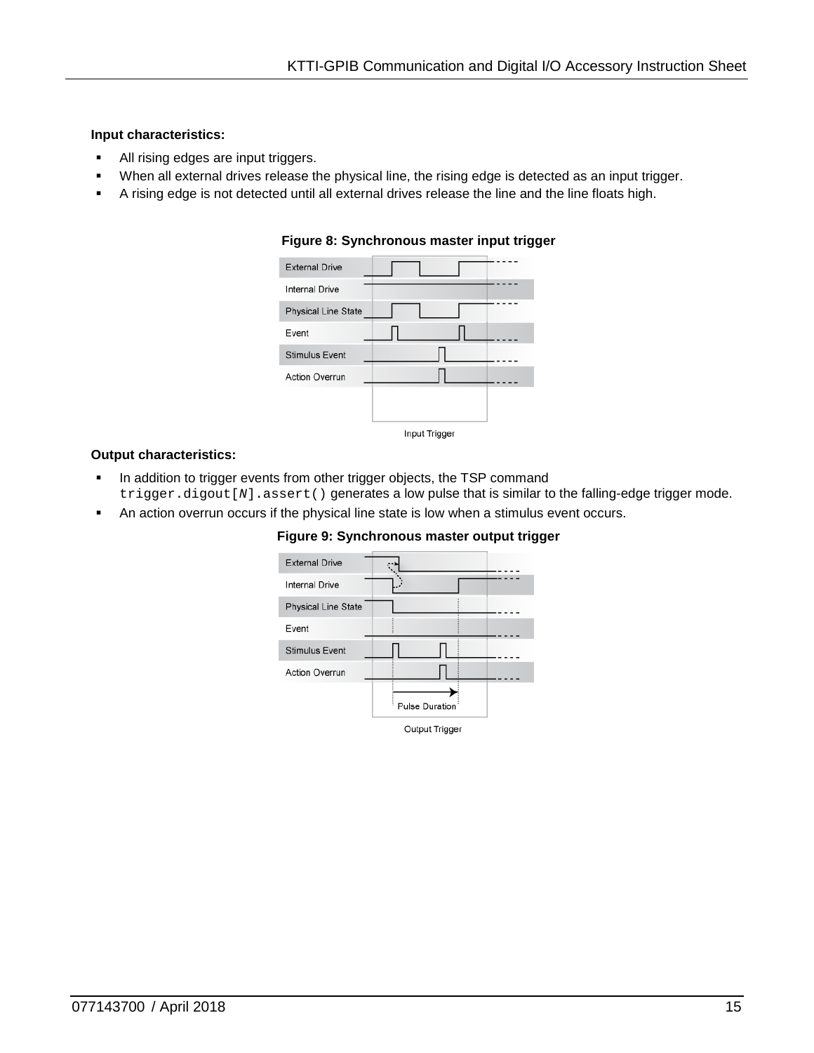**Input characteristics:**

- All rising edges are input triggers.
- When all external drives release the physical line, the rising edge is detected as an input trigger.
- A rising edge is not detected until all external drives release the line and the line floats high.

**Figure 8: Synchronous master input trigger**

**Output characteristics:**

- In addition to trigger events from other trigger objects, the TSP command `trigger.digout[N].assert()` generates a low pulse that is similar to the falling-edge trigger mode.
- An action overrun occurs if the physical line state is low when a stimulus event occurs.

**Figure 9: Synchronous master output trigger**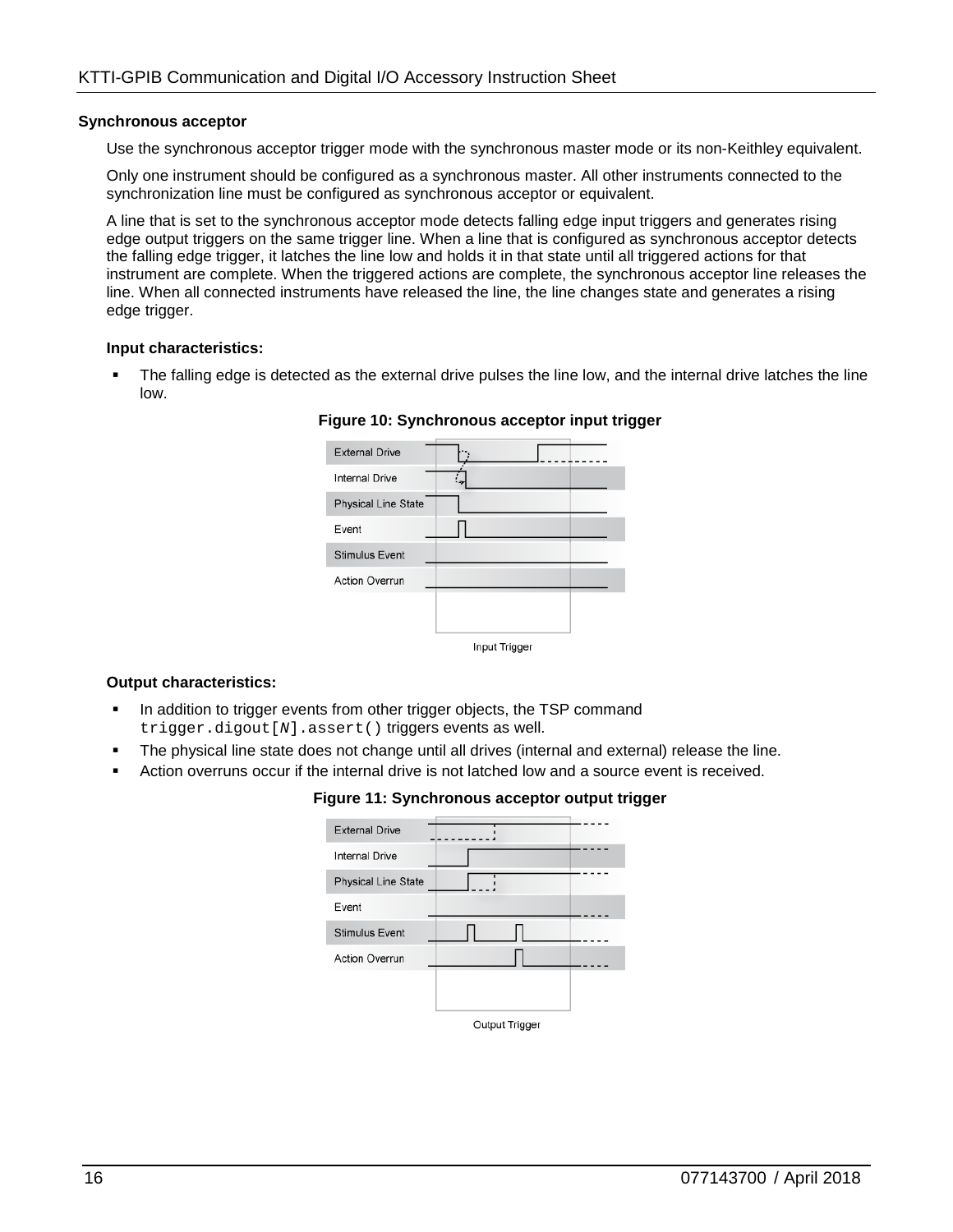### Synchronous acceptor

Use the synchronous acceptor trigger mode with the synchronous master mode or its non-Keithley equivalent.

Only one instrument should be configured as a synchronous master. All other instruments connected to the synchronization line must be configured as synchronous acceptor or equivalent.

A line that is set to the synchronous acceptor mode detects falling edge input triggers and generates rising edge output triggers on the same trigger line. When a line that is configured as synchronous acceptor detects the falling edge trigger, it latches the line low and holds it in that state until all triggered actions for that instrument are complete. When the triggered actions are complete, the synchronous acceptor line releases the line. When all connected instruments have released the line, the line changes state and generates a rising edge trigger.

**Input characteristics:**

- The falling edge is detected as the external drive pulses the line low, and the internal drive latches the line low.

**Figure 10: Synchronous acceptor input trigger**

**Output characteristics:**

- In addition to trigger events from other trigger objects, the TSP command `trigger.digout[N].assert()` triggers events as well.
- The physical line state does not change until all drives (internal and external) release the line.
- Action overruns occur if the internal drive is not latched low and a source event is received.

**Figure 11: Synchronous acceptor output trigger**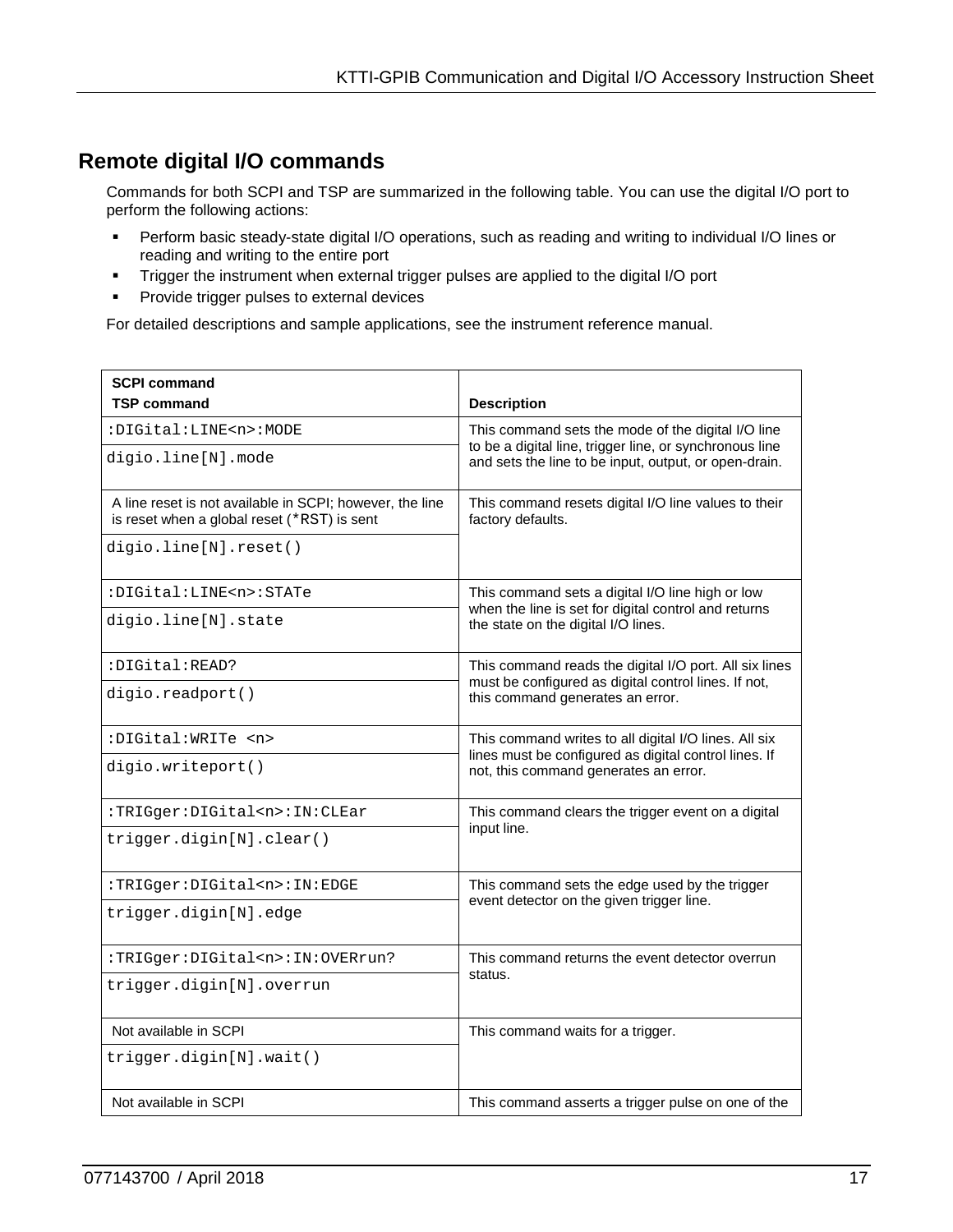## Remote digital I/O commands

Commands for both SCPI and TSP are summarized in the following table. You can use the digital I/O port to perform the following actions:

- Perform basic steady-state digital I/O operations, such as reading and writing to individual I/O lines or reading and writing to the entire port
- Trigger the instrument when external trigger pulses are applied to the digital I/O port
- Provide trigger pulses to external devices

For detailed descriptions and sample applications, see the instrument reference manual.

| **SCPI command**<br>**TSP command** | **Description** |
|---|---|
| `:DIGital:LINE<n>:MODE`<br>`digio.line[N].mode` | This command sets the mode of the digital I/O line to be a digital line, trigger line, or synchronous line and sets the line to be input, output, or open-drain. |
| A line reset is not available in SCPI; however, the line is reset when a global reset (`*RST`) is sent<br>`digio.line[N].reset()` | This command resets digital I/O line values to their factory defaults. |
| `:DIGital:LINE<n>:STATe`<br>`digio.line[N].state` | This command sets a digital I/O line high or low when the line is set for digital control and returns the state on the digital I/O lines. |
| `:DIGital:READ?`<br>`digio.readport()` | This command reads the digital I/O port. All six lines must be configured as digital control lines. If not, this command generates an error. |
| `:DIGital:WRITe <n>`<br>`digio.writeport()` | This command writes to all digital I/O lines. All six lines must be configured as digital control lines. If not, this command generates an error. |
| `:TRIGger:DIGital<n>:IN:CLEar`<br>`trigger.digin[N].clear()` | This command clears the trigger event on a digital input line. |
| `:TRIGger:DIGital<n>:IN:EDGE`<br>`trigger.digin[N].edge` | This command sets the edge used by the trigger event detector on the given trigger line. |
| `:TRIGger:DIGital<n>:IN:OVERrun?`<br>`trigger.digin[N].overrun` | This command returns the event detector overrun status. |
| Not available in SCPI<br>`trigger.digin[N].wait()` | This command waits for a trigger. |
| Not available in SCPI | This command asserts a trigger pulse on one of the |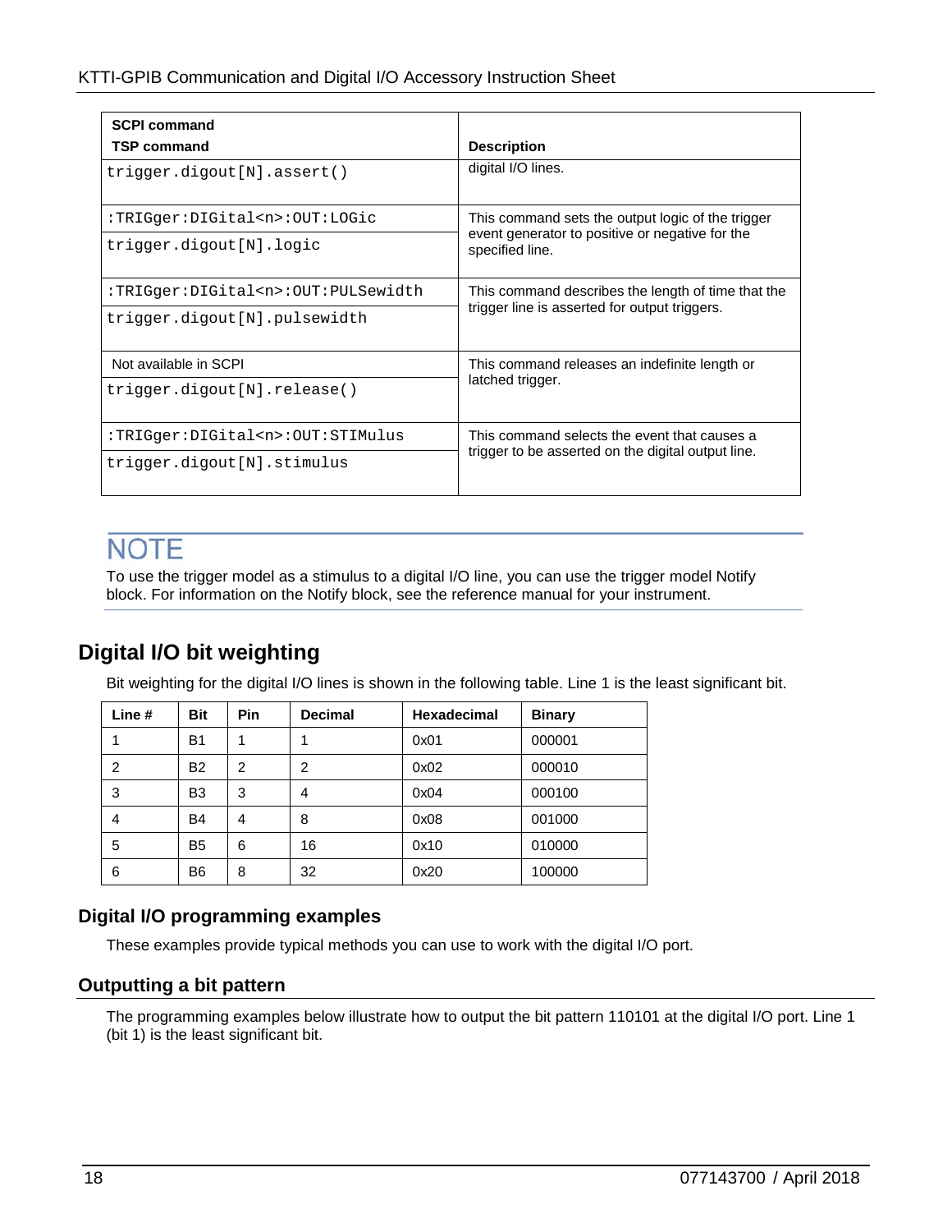| SCPI command<br>TSP command | Description |
|---|---|
| trigger.digout[N].assert() | digital I/O lines. |
| :TRIGger:DIGital<n>:OUT:LOGic<br>trigger.digout[N].logic | This command sets the output logic of the trigger event generator to positive or negative for the specified line. |
| :TRIGger:DIGital<n>:OUT:PULSewidth<br>trigger.digout[N].pulsewidth | This command describes the length of time that the trigger line is asserted for output triggers. |
| Not available in SCPI<br>trigger.digout[N].release() | This command releases an indefinite length or latched trigger. |
| :TRIGger:DIGital<n>:OUT:STIMulus<br>trigger.digout[N].stimulus | This command selects the event that causes a trigger to be asserted on the digital output line. |

**NOTE**

To use the trigger model as a stimulus to a digital I/O line, you can use the trigger model Notify block. For information on the Notify block, see the reference manual for your instrument.

## Digital I/O bit weighting

Bit weighting for the digital I/O lines is shown in the following table. Line 1 is the least significant bit.

| Line # | Bit | Pin | Decimal | Hexadecimal | Binary |
|---|---|---|---|---|---|
| 1 | B1 | 1 | 1 | 0x01 | 000001 |
| 2 | B2 | 2 | 2 | 0x02 | 000010 |
| 3 | B3 | 3 | 4 | 0x04 | 000100 |
| 4 | B4 | 4 | 8 | 0x08 | 001000 |
| 5 | B5 | 6 | 16 | 0x10 | 010000 |
| 6 | B6 | 8 | 32 | 0x20 | 100000 |

### Digital I/O programming examples

These examples provide typical methods you can use to work with the digital I/O port.

### Outputting a bit pattern

The programming examples below illustrate how to output the bit pattern 110101 at the digital I/O port. Line 1 (bit 1) is the least significant bit.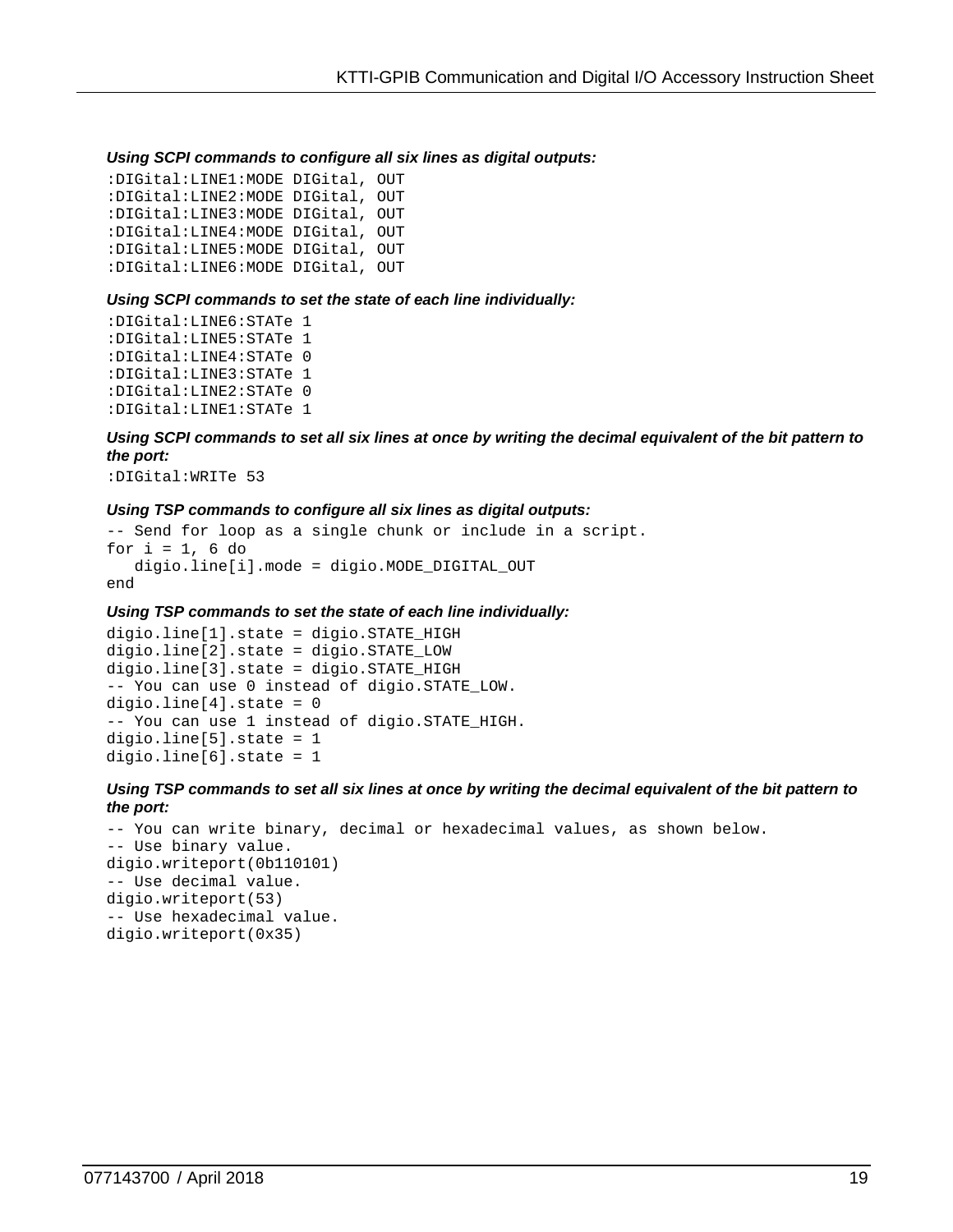***Using SCPI commands to configure all six lines as digital outputs:***

```
:DIGital:LINE1:MODE DIGital, OUT
:DIGital:LINE2:MODE DIGital, OUT
:DIGital:LINE3:MODE DIGital, OUT
:DIGital:LINE4:MODE DIGital, OUT
:DIGital:LINE5:MODE DIGital, OUT
:DIGital:LINE6:MODE DIGital, OUT
```

***Using SCPI commands to set the state of each line individually:***

```
:DIGital:LINE6:STATe 1
:DIGital:LINE5:STATe 1
:DIGital:LINE4:STATe 0
:DIGital:LINE3:STATe 1
:DIGital:LINE2:STATe 0
:DIGital:LINE1:STATe 1
```

***Using SCPI commands to set all six lines at once by writing the decimal equivalent of the bit pattern to the port:***

```
:DIGital:WRITe 53
```

***Using TSP commands to configure all six lines as digital outputs:***

```
-- Send for loop as a single chunk or include in a script.
for i = 1, 6 do
   digio.line[i].mode = digio.MODE_DIGITAL_OUT
end
```

***Using TSP commands to set the state of each line individually:***

```
digio.line[1].state = digio.STATE_HIGH
digio.line[2].state = digio.STATE_LOW
digio.line[3].state = digio.STATE_HIGH
-- You can use 0 instead of digio.STATE_LOW.
digio.line[4].state = 0
-- You can use 1 instead of digio.STATE_HIGH.
digio.line[5].state = 1
digio.line[6].state = 1
```

***Using TSP commands to set all six lines at once by writing the decimal equivalent of the bit pattern to the port:***

```
-- You can write binary, decimal or hexadecimal values, as shown below.
-- Use binary value.
digio.writeport(0b110101)
-- Use decimal value.
digio.writeport(53)
-- Use hexadecimal value.
digio.writeport(0x35)
```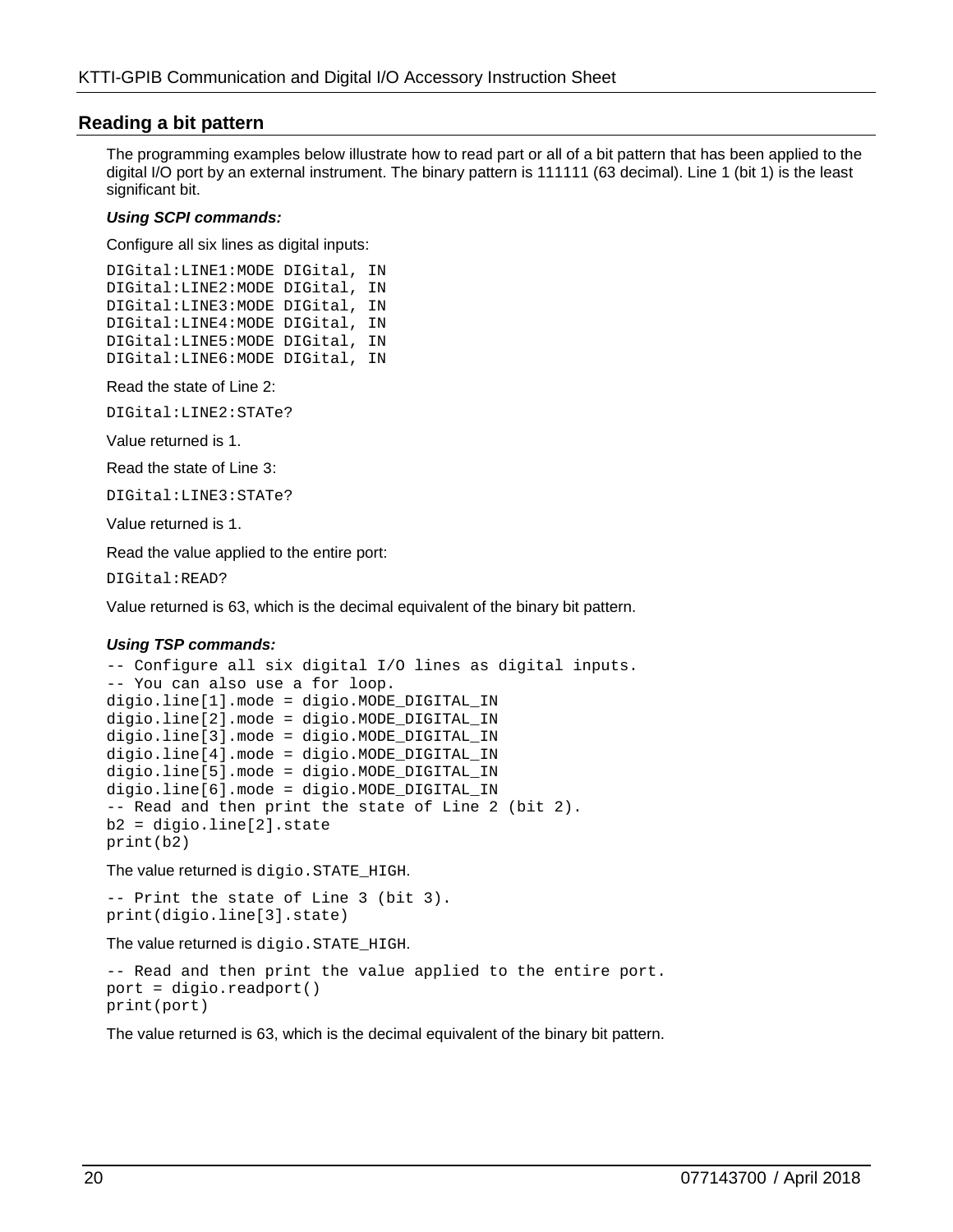## Reading a bit pattern

The programming examples below illustrate how to read part or all of a bit pattern that has been applied to the digital I/O port by an external instrument. The binary pattern is 111111 (63 decimal). Line 1 (bit 1) is the least significant bit.

***Using SCPI commands:***

Configure all six lines as digital inputs:

```
DIGital:LINE1:MODE DIGital, IN
DIGital:LINE2:MODE DIGital, IN
DIGital:LINE3:MODE DIGital, IN
DIGital:LINE4:MODE DIGital, IN
DIGital:LINE5:MODE DIGital, IN
DIGital:LINE6:MODE DIGital, IN
```

Read the state of Line 2:

```
DIGital:LINE2:STATe?
```

Value returned is 1.

Read the state of Line 3:

```
DIGital:LINE3:STATe?
```

Value returned is `1`.

Read the value applied to the entire port:

```
DIGital:READ?
```

Value returned is 63, which is the decimal equivalent of the binary bit pattern.

***Using TSP commands:***

```
-- Configure all six digital I/O lines as digital inputs.
-- You can also use a for loop.
digio.line[1].mode = digio.MODE_DIGITAL_IN
digio.line[2].mode = digio.MODE_DIGITAL_IN
digio.line[3].mode = digio.MODE_DIGITAL_IN
digio.line[4].mode = digio.MODE_DIGITAL_IN
digio.line[5].mode = digio.MODE_DIGITAL_IN
digio.line[6].mode = digio.MODE_DIGITAL_IN
-- Read and then print the state of Line 2 (bit 2).
b2 = digio.line[2].state
print(b2)
```

The value returned is `digio.STATE_HIGH`.

```
-- Print the state of Line 3 (bit 3).
print(digio.line[3].state)
```

The value returned is `digio.STATE_HIGH`.

```
-- Read and then print the value applied to the entire port.
port = digio.readport()
print(port)
```

The value returned is 63, which is the decimal equivalent of the binary bit pattern.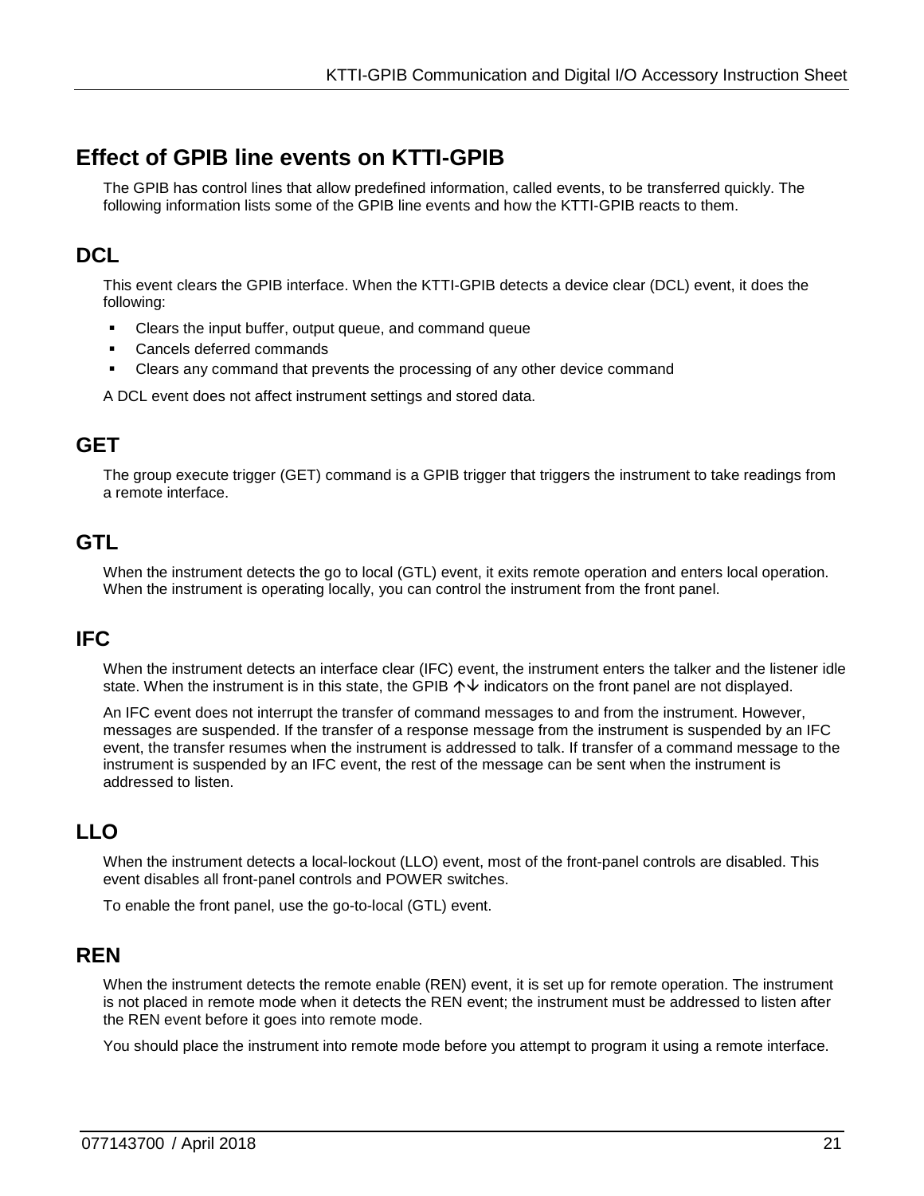# Effect of GPIB line events on KTTI-GPIB

The GPIB has control lines that allow predefined information, called events, to be transferred quickly. The following information lists some of the GPIB line events and how the KTTI-GPIB reacts to them.

## DCL

This event clears the GPIB interface. When the KTTI-GPIB detects a device clear (DCL) event, it does the following:

- Clears the input buffer, output queue, and command queue
- Cancels deferred commands
- Clears any command that prevents the processing of any other device command

A DCL event does not affect instrument settings and stored data.

## GET

The group execute trigger (GET) command is a GPIB trigger that triggers the instrument to take readings from a remote interface.

## GTL

When the instrument detects the go to local (GTL) event, it exits remote operation and enters local operation. When the instrument is operating locally, you can control the instrument from the front panel.

## IFC

When the instrument detects an interface clear (IFC) event, the instrument enters the talker and the listener idle state. When the instrument is in this state, the GPIB ↑↓ indicators on the front panel are not displayed.

An IFC event does not interrupt the transfer of command messages to and from the instrument. However, messages are suspended. If the transfer of a response message from the instrument is suspended by an IFC event, the transfer resumes when the instrument is addressed to talk. If transfer of a command message to the instrument is suspended by an IFC event, the rest of the message can be sent when the instrument is addressed to listen.

## LLO

When the instrument detects a local-lockout (LLO) event, most of the front-panel controls are disabled. This event disables all front-panel controls and POWER switches.

To enable the front panel, use the go-to-local (GTL) event.

## REN

When the instrument detects the remote enable (REN) event, it is set up for remote operation. The instrument is not placed in remote mode when it detects the REN event; the instrument must be addressed to listen after the REN event before it goes into remote mode.

You should place the instrument into remote mode before you attempt to program it using a remote interface.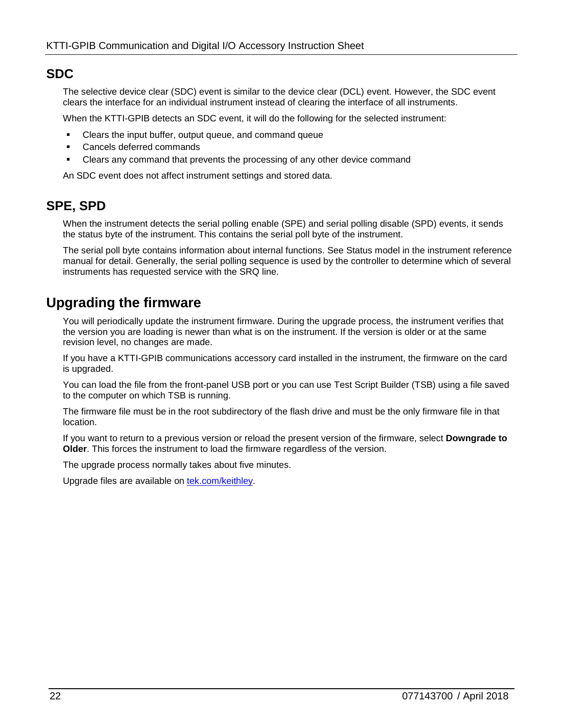## SDC

The selective device clear (SDC) event is similar to the device clear (DCL) event. However, the SDC event clears the interface for an individual instrument instead of clearing the interface of all instruments.

When the KTTI-GPIB detects an SDC event, it will do the following for the selected instrument:

- Clears the input buffer, output queue, and command queue
- Cancels deferred commands
- Clears any command that prevents the processing of any other device command

An SDC event does not affect instrument settings and stored data.

## SPE, SPD

When the instrument detects the serial polling enable (SPE) and serial polling disable (SPD) events, it sends the status byte of the instrument. This contains the serial poll byte of the instrument.

The serial poll byte contains information about internal functions. See Status model in the instrument reference manual for detail. Generally, the serial polling sequence is used by the controller to determine which of several instruments has requested service with the SRQ line.

# Upgrading the firmware

You will periodically update the instrument firmware. During the upgrade process, the instrument verifies that the version you are loading is newer than what is on the instrument. If the version is older or at the same revision level, no changes are made.

If you have a KTTI-GPIB communications accessory card installed in the instrument, the firmware on the card is upgraded.

You can load the file from the front-panel USB port or you can use Test Script Builder (TSB) using a file saved to the computer on which TSB is running.

The firmware file must be in the root subdirectory of the flash drive and must be the only firmware file in that location.

If you want to return to a previous version or reload the present version of the firmware, select **Downgrade to Older**. This forces the instrument to load the firmware regardless of the version.

The upgrade process normally takes about five minutes.

Upgrade files are available on [tek.com/keithley](tek.com/keithley).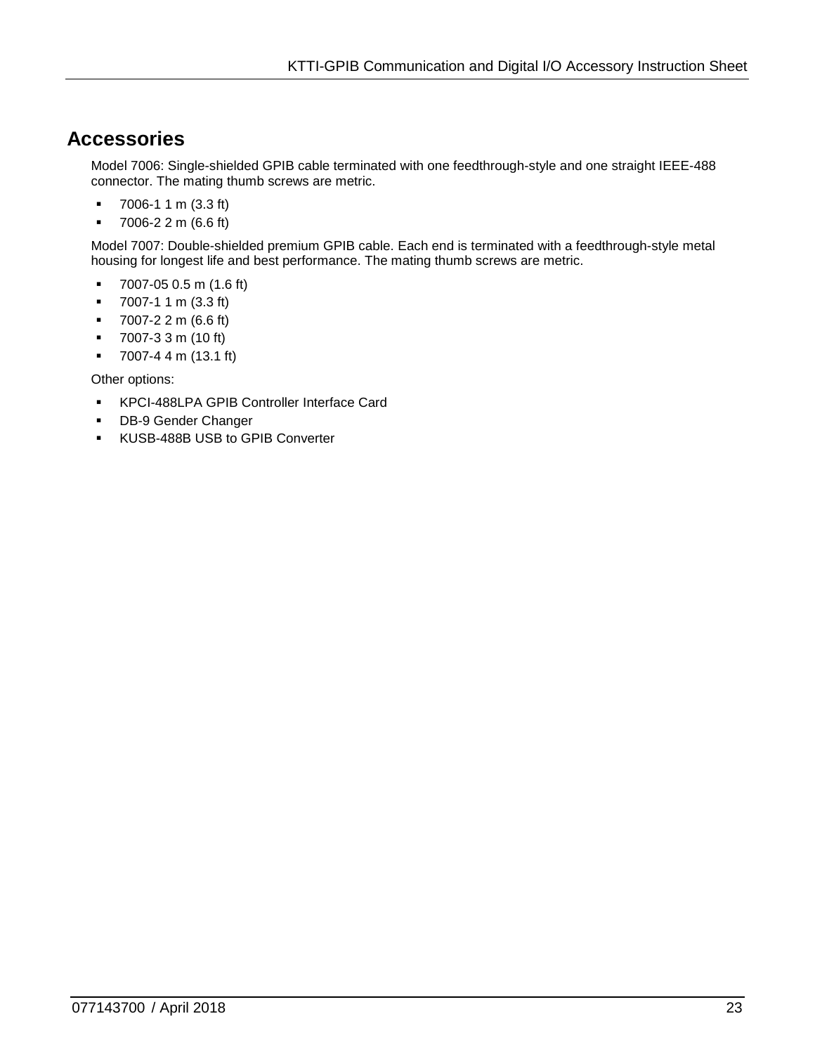## Accessories

Model 7006: Single-shielded GPIB cable terminated with one feedthrough-style and one straight IEEE-488 connector. The mating thumb screws are metric.

- 7006-1 1 m (3.3 ft)
- 7006-2 2 m (6.6 ft)

Model 7007: Double-shielded premium GPIB cable. Each end is terminated with a feedthrough-style metal housing for longest life and best performance. The mating thumb screws are metric.

- 7007-05 0.5 m (1.6 ft)
- 7007-1 1 m (3.3 ft)
- 7007-2 2 m (6.6 ft)
- 7007-3 3 m (10 ft)
- 7007-4 4 m (13.1 ft)

Other options:

- KPCI-488LPA GPIB Controller Interface Card
- DB-9 Gender Changer
- KUSB-488B USB to GPIB Converter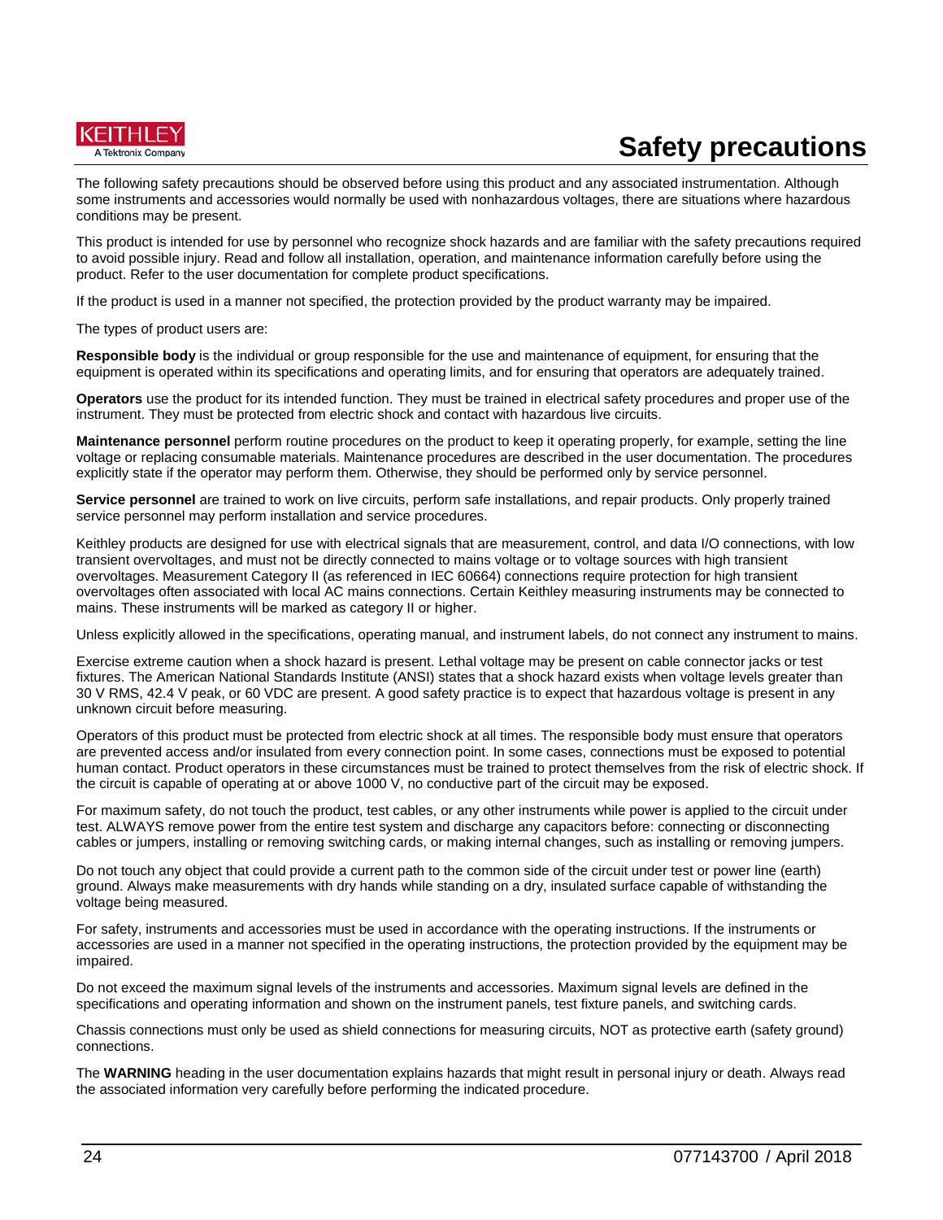# Safety precautions

The following safety precautions should be observed before using this product and any associated instrumentation. Although some instruments and accessories would normally be used with nonhazardous voltages, there are situations where hazardous conditions may be present.

This product is intended for use by personnel who recognize shock hazards and are familiar with the safety precautions required to avoid possible injury. Read and follow all installation, operation, and maintenance information carefully before using the product. Refer to the user documentation for complete product specifications.

If the product is used in a manner not specified, the protection provided by the product warranty may be impaired.

The types of product users are:

**Responsible body** is the individual or group responsible for the use and maintenance of equipment, for ensuring that the equipment is operated within its specifications and operating limits, and for ensuring that operators are adequately trained.

**Operators** use the product for its intended function. They must be trained in electrical safety procedures and proper use of the instrument. They must be protected from electric shock and contact with hazardous live circuits.

**Maintenance personnel** perform routine procedures on the product to keep it operating properly, for example, setting the line voltage or replacing consumable materials. Maintenance procedures are described in the user documentation. The procedures explicitly state if the operator may perform them. Otherwise, they should be performed only by service personnel.

**Service personnel** are trained to work on live circuits, perform safe installations, and repair products. Only properly trained service personnel may perform installation and service procedures.

Keithley products are designed for use with electrical signals that are measurement, control, and data I/O connections, with low transient overvoltages, and must not be directly connected to mains voltage or to voltage sources with high transient overvoltages. Measurement Category II (as referenced in IEC 60664) connections require protection for high transient overvoltages often associated with local AC mains connections. Certain Keithley measuring instruments may be connected to mains. These instruments will be marked as category II or higher.

Unless explicitly allowed in the specifications, operating manual, and instrument labels, do not connect any instrument to mains.

Exercise extreme caution when a shock hazard is present. Lethal voltage may be present on cable connector jacks or test fixtures. The American National Standards Institute (ANSI) states that a shock hazard exists when voltage levels greater than 30 V RMS, 42.4 V peak, or 60 VDC are present. A good safety practice is to expect that hazardous voltage is present in any unknown circuit before measuring.

Operators of this product must be protected from electric shock at all times. The responsible body must ensure that operators are prevented access and/or insulated from every connection point. In some cases, connections must be exposed to potential human contact. Product operators in these circumstances must be trained to protect themselves from the risk of electric shock. If the circuit is capable of operating at or above 1000 V, no conductive part of the circuit may be exposed.

For maximum safety, do not touch the product, test cables, or any other instruments while power is applied to the circuit under test. ALWAYS remove power from the entire test system and discharge any capacitors before: connecting or disconnecting cables or jumpers, installing or removing switching cards, or making internal changes, such as installing or removing jumpers.

Do not touch any object that could provide a current path to the common side of the circuit under test or power line (earth) ground. Always make measurements with dry hands while standing on a dry, insulated surface capable of withstanding the voltage being measured.

For safety, instruments and accessories must be used in accordance with the operating instructions. If the instruments or accessories are used in a manner not specified in the operating instructions, the protection provided by the equipment may be impaired.

Do not exceed the maximum signal levels of the instruments and accessories. Maximum signal levels are defined in the specifications and operating information and shown on the instrument panels, test fixture panels, and switching cards.

Chassis connections must only be used as shield connections for measuring circuits, NOT as protective earth (safety ground) connections.

The **WARNING** heading in the user documentation explains hazards that might result in personal injury or death. Always read the associated information very carefully before performing the indicated procedure.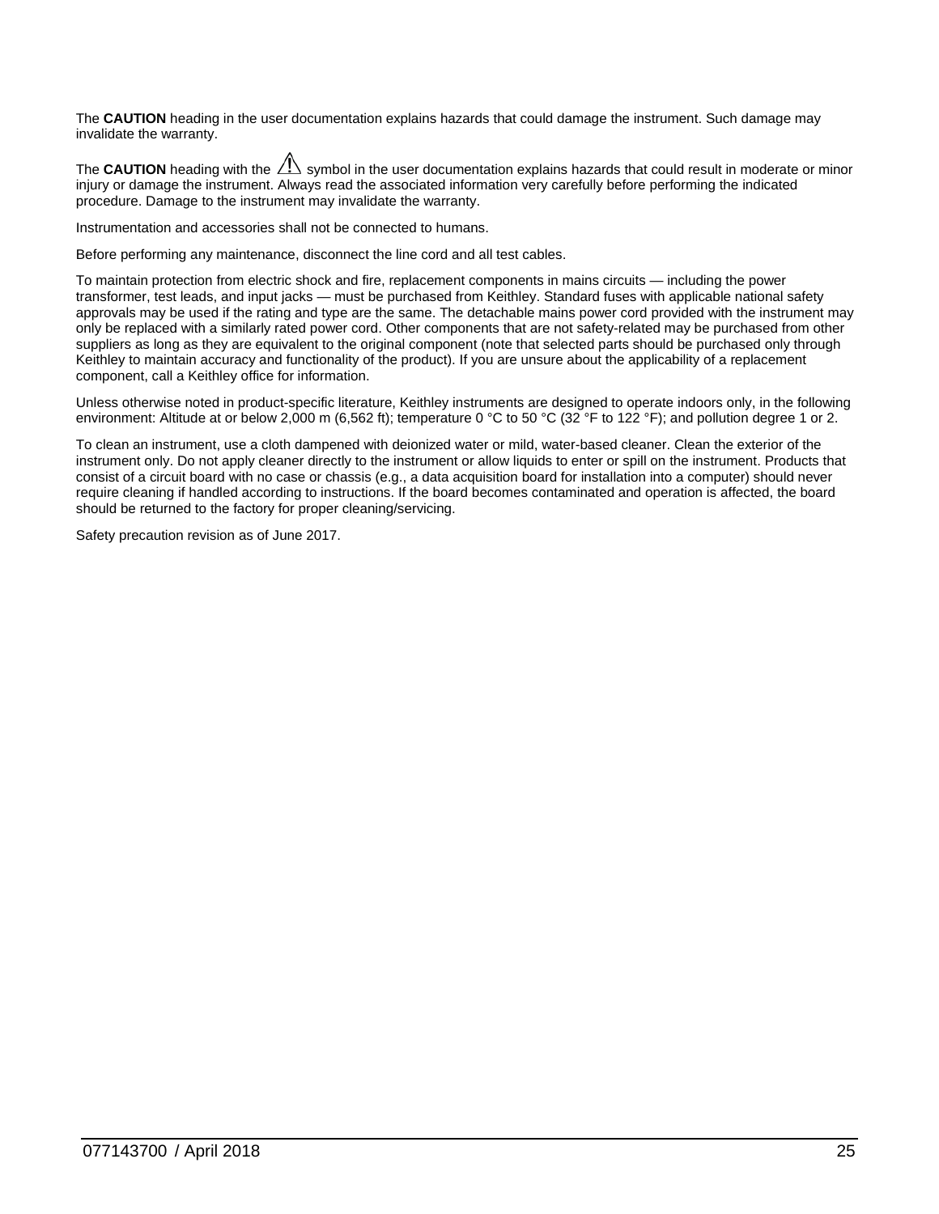The **CAUTION** heading in the user documentation explains hazards that could damage the instrument. Such damage may invalidate the warranty.

The **CAUTION** heading with the ⚠ symbol in the user documentation explains hazards that could result in moderate or minor injury or damage the instrument. Always read the associated information very carefully before performing the indicated procedure. Damage to the instrument may invalidate the warranty.

Instrumentation and accessories shall not be connected to humans.

Before performing any maintenance, disconnect the line cord and all test cables.

To maintain protection from electric shock and fire, replacement components in mains circuits — including the power transformer, test leads, and input jacks — must be purchased from Keithley. Standard fuses with applicable national safety approvals may be used if the rating and type are the same. The detachable mains power cord provided with the instrument may only be replaced with a similarly rated power cord. Other components that are not safety-related may be purchased from other suppliers as long as they are equivalent to the original component (note that selected parts should be purchased only through Keithley to maintain accuracy and functionality of the product). If you are unsure about the applicability of a replacement component, call a Keithley office for information.

Unless otherwise noted in product-specific literature, Keithley instruments are designed to operate indoors only, in the following environment: Altitude at or below 2,000 m (6,562 ft); temperature 0 °C to 50 °C (32 °F to 122 °F); and pollution degree 1 or 2.

To clean an instrument, use a cloth dampened with deionized water or mild, water-based cleaner. Clean the exterior of the instrument only. Do not apply cleaner directly to the instrument or allow liquids to enter or spill on the instrument. Products that consist of a circuit board with no case or chassis (e.g., a data acquisition board for installation into a computer) should never require cleaning if handled according to instructions. If the board becomes contaminated and operation is affected, the board should be returned to the factory for proper cleaning/servicing.

Safety precaution revision as of June 2017.